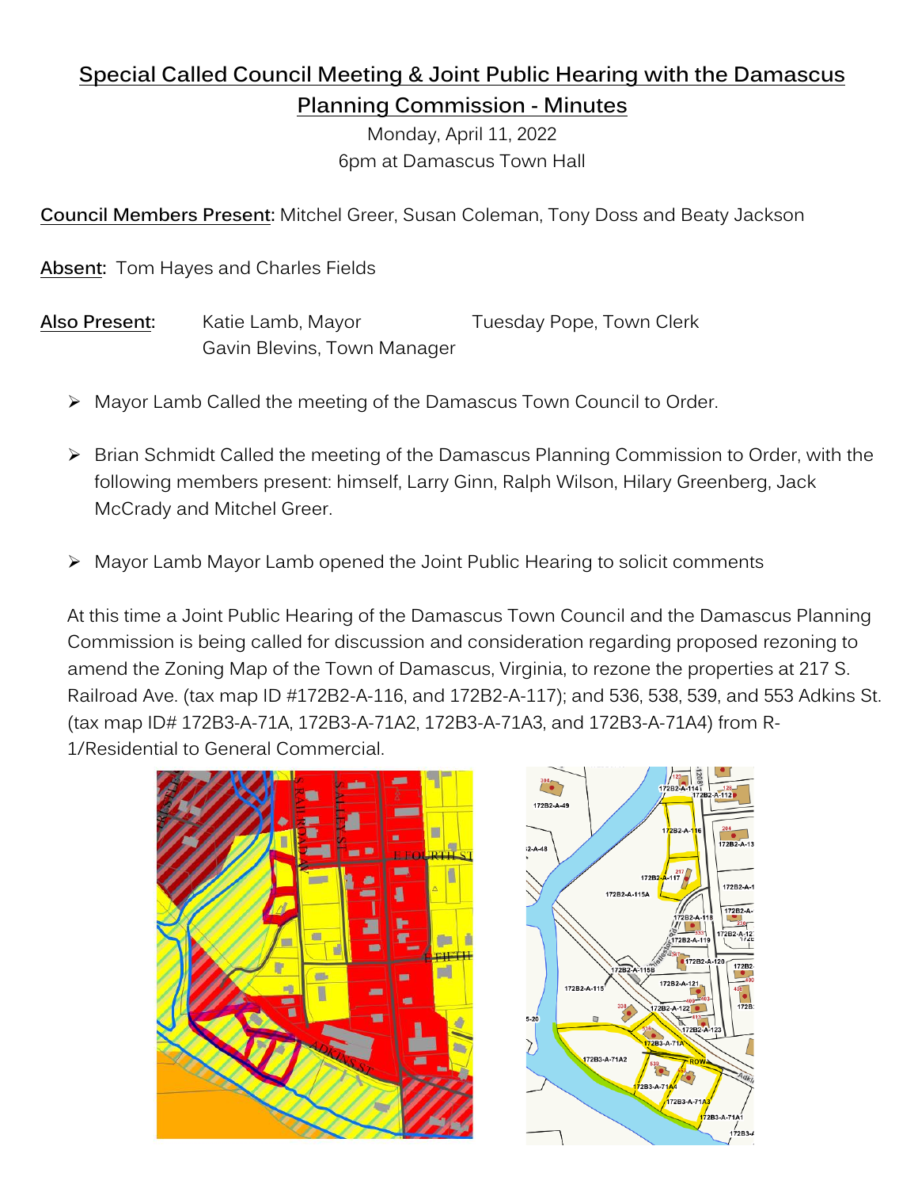# Special Called Council Meeting & Joint Public Hearing with the Damascus Planning Commission - Minutes

Monday, April 11, 2022

6pm at Damascus Town Hall

**Council Members Present:** Mitchel Greer, Susan Coleman, Tony Doss and Beaty Jackson

**Absent:** Tom Hayes and Charles Fields

**Also Present:** Katie Lamb, Mayor; Tuesday Pope, Town Clerk; Gavin Blevins, Town Manager

- Mayor Lamb Called the meeting of the Damascus Town Council to Order.
- Brian Schmidt Called the meeting of the Damascus Planning Commission to Order, with the following members present: himself, Larry Ginn, Ralph Wilson, Hilary Greenberg, Jack McCrady and Mitchel Greer.
- Mayor Lamb Mayor Lamb opened the Joint Public Hearing to solicit comments

At this time a Joint Public Hearing of the Damascus Town Council and the Damascus Planning Commission is being called for discussion and consideration regarding proposed rezoning to amend the Zoning Map of the Town of Damascus, Virginia, to rezone the properties at 217 S. Railroad Ave. (tax map ID #172B2-A-116, and 172B2-A-117); and 536, 538, 539, and 553 Adkins St. (tax map ID# 172B3-A-71A, 172B3-A-71A2, 172B3-A-71A3, and 172B3-A-71A4) from R-1/Residential to General Commercial.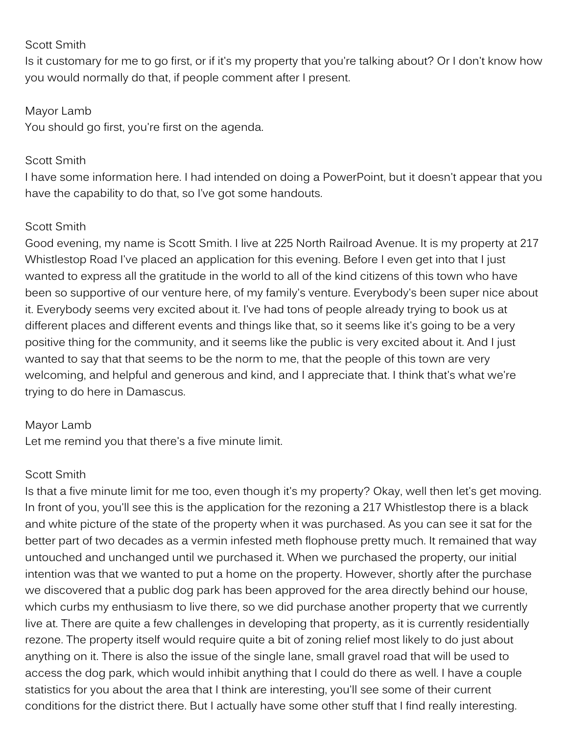Scott Smith
Is it customary for me to go first, or if it's my property that you're talking about? Or I don't know how you would normally do that, if people comment after I present.

Mayor Lamb
You should go first, you're first on the agenda.

Scott Smith
I have some information here. I had intended on doing a PowerPoint, but it doesn't appear that you have the capability to do that, so I've got some handouts.

Scott Smith
Good evening, my name is Scott Smith. I live at 225 North Railroad Avenue. It is my property at 217 Whistlestop Road I've placed an application for this evening. Before I even get into that I just wanted to express all the gratitude in the world to all of the kind citizens of this town who have been so supportive of our venture here, of my family's venture. Everybody's been super nice about it. Everybody seems very excited about it. I've had tons of people already trying to book us at different places and different events and things like that, so it seems like it's going to be a very positive thing for the community, and it seems like the public is very excited about it. And I just wanted to say that that seems to be the norm to me, that the people of this town are very welcoming, and helpful and generous and kind, and I appreciate that. I think that's what we're trying to do here in Damascus.

Mayor Lamb
Let me remind you that there's a five minute limit.

Scott Smith
Is that a five minute limit for me too, even though it's my property? Okay, well then let's get moving. In front of you, you'll see this is the application for the rezoning a 217 Whistlestop there is a black and white picture of the state of the property when it was purchased. As you can see it sat for the better part of two decades as a vermin infested meth flophouse pretty much. It remained that way untouched and unchanged until we purchased it. When we purchased the property, our initial intention was that we wanted to put a home on the property. However, shortly after the purchase we discovered that a public dog park has been approved for the area directly behind our house, which curbs my enthusiasm to live there, so we did purchase another property that we currently live at. There are quite a few challenges in developing that property, as it is currently residentially rezone. The property itself would require quite a bit of zoning relief most likely to do just about anything on it. There is also the issue of the single lane, small gravel road that will be used to access the dog park, which would inhibit anything that I could do there as well. I have a couple statistics for you about the area that I think are interesting, you'll see some of their current conditions for the district there. But I actually have some other stuff that I find really interesting.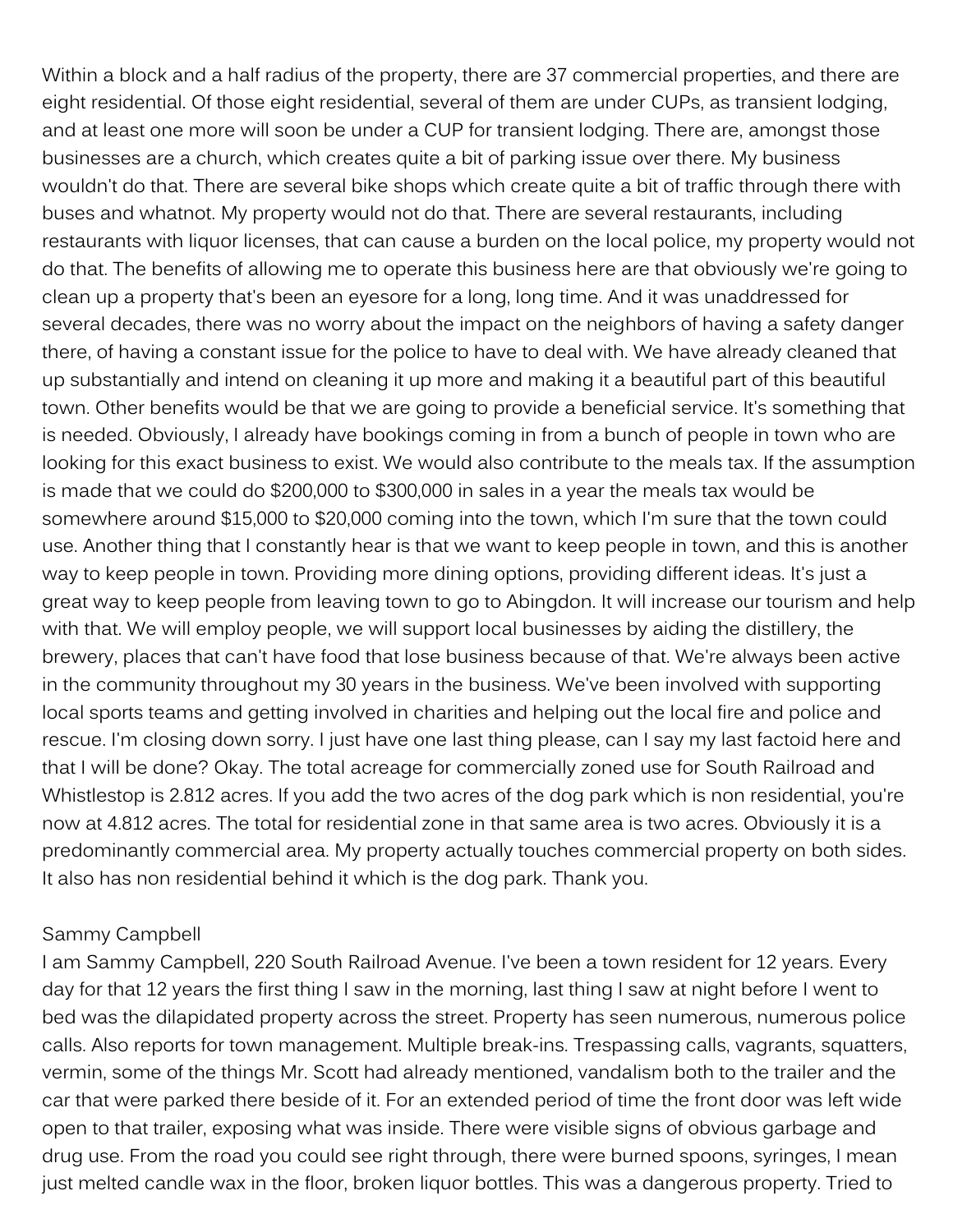Within a block and a half radius of the property, there are 37 commercial properties, and there are eight residential. Of those eight residential, several of them are under CUPs, as transient lodging, and at least one more will soon be under a CUP for transient lodging. There are, amongst those businesses are a church, which creates quite a bit of parking issue over there. My business wouldn't do that. There are several bike shops which create quite a bit of traffic through there with buses and whatnot. My property would not do that. There are several restaurants, including restaurants with liquor licenses, that can cause a burden on the local police, my property would not do that. The benefits of allowing me to operate this business here are that obviously we're going to clean up a property that's been an eyesore for a long, long time. And it was unaddressed for several decades, there was no worry about the impact on the neighbors of having a safety danger there, of having a constant issue for the police to have to deal with. We have already cleaned that up substantially and intend on cleaning it up more and making it a beautiful part of this beautiful town. Other benefits would be that we are going to provide a beneficial service. It's something that is needed. Obviously, I already have bookings coming in from a bunch of people in town who are looking for this exact business to exist. We would also contribute to the meals tax. If the assumption is made that we could do $200,000 to $300,000 in sales in a year the meals tax would be somewhere around $15,000 to $20,000 coming into the town, which I'm sure that the town could use. Another thing that I constantly hear is that we want to keep people in town, and this is another way to keep people in town. Providing more dining options, providing different ideas. It's just a great way to keep people from leaving town to go to Abingdon. It will increase our tourism and help with that. We will employ people, we will support local businesses by aiding the distillery, the brewery, places that can't have food that lose business because of that. We're always been active in the community throughout my 30 years in the business. We've been involved with supporting local sports teams and getting involved in charities and helping out the local fire and police and rescue. I'm closing down sorry. I just have one last thing please, can I say my last factoid here and that I will be done? Okay. The total acreage for commercially zoned use for South Railroad and Whistlestop is 2.812 acres. If you add the two acres of the dog park which is non residential, you're now at 4.812 acres. The total for residential zone in that same area is two acres. Obviously it is a predominantly commercial area. My property actually touches commercial property on both sides. It also has non residential behind it which is the dog park. Thank you.

Sammy Campbell

I am Sammy Campbell, 220 South Railroad Avenue. I've been a town resident for 12 years. Every day for that 12 years the first thing I saw in the morning, last thing I saw at night before I went to bed was the dilapidated property across the street. Property has seen numerous, numerous police calls. Also reports for town management. Multiple break-ins. Trespassing calls, vagrants, squatters, vermin, some of the things Mr. Scott had already mentioned, vandalism both to the trailer and the car that were parked there beside of it. For an extended period of time the front door was left wide open to that trailer, exposing what was inside. There were visible signs of obvious garbage and drug use. From the road you could see right through, there were burned spoons, syringes, I mean just melted candle wax in the floor, broken liquor bottles. This was a dangerous property. Tried to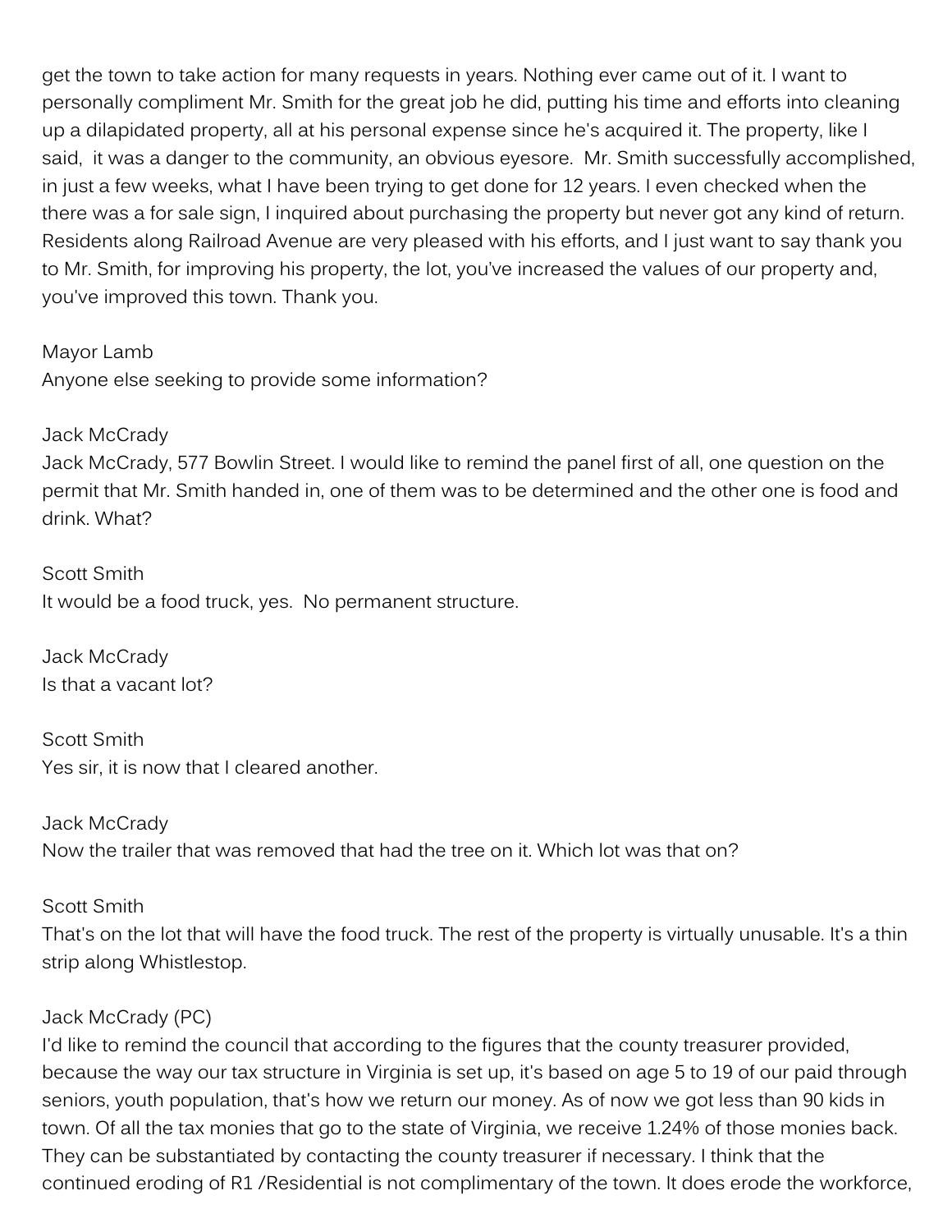get the town to take action for many requests in years. Nothing ever came out of it. I want to personally compliment Mr. Smith for the great job he did, putting his time and efforts into cleaning up a dilapidated property, all at his personal expense since he's acquired it. The property, like I said, it was a danger to the community, an obvious eyesore. Mr. Smith successfully accomplished, in just a few weeks, what I have been trying to get done for 12 years. I even checked when the there was a for sale sign, I inquired about purchasing the property but never got any kind of return. Residents along Railroad Avenue are very pleased with his efforts, and I just want to say thank you to Mr. Smith, for improving his property, the lot, you've increased the values of our property and, you've improved this town. Thank you.

Mayor Lamb
Anyone else seeking to provide some information?

Jack McCrady
Jack McCrady, 577 Bowlin Street. I would like to remind the panel first of all, one question on the permit that Mr. Smith handed in, one of them was to be determined and the other one is food and drink. What?

Scott Smith
It would be a food truck, yes. No permanent structure.

Jack McCrady
Is that a vacant lot?

Scott Smith
Yes sir, it is now that I cleared another.

Jack McCrady
Now the trailer that was removed that had the tree on it. Which lot was that on?

Scott Smith
That's on the lot that will have the food truck. The rest of the property is virtually unusable. It's a thin strip along Whistlestop.

Jack McCrady (PC)
I'd like to remind the council that according to the figures that the county treasurer provided, because the way our tax structure in Virginia is set up, it's based on age 5 to 19 of our paid through seniors, youth population, that's how we return our money. As of now we got less than 90 kids in town. Of all the tax monies that go to the state of Virginia, we receive 1.24% of those monies back. They can be substantiated by contacting the county treasurer if necessary. I think that the continued eroding of R1 /Residential is not complimentary of the town. It does erode the workforce,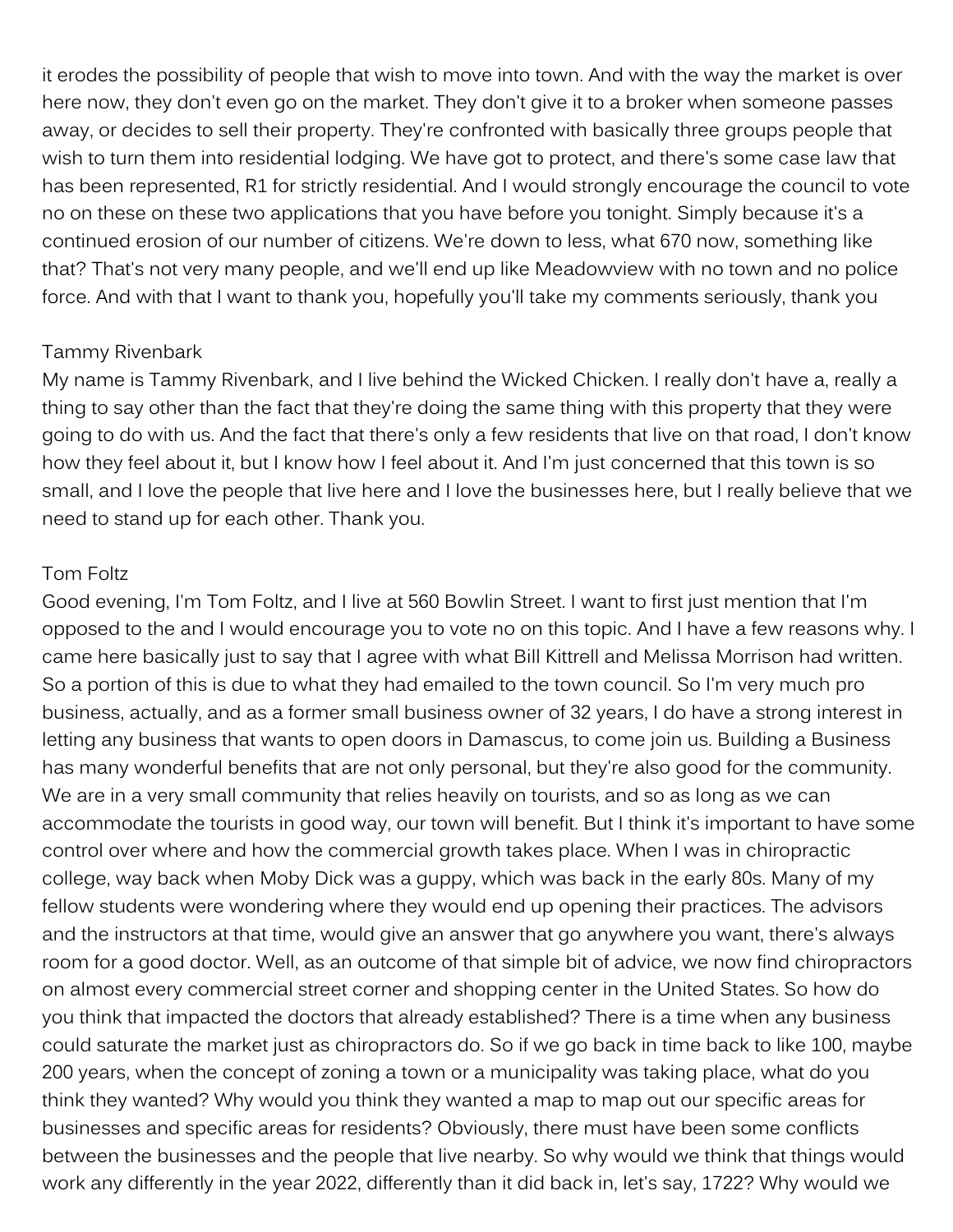it erodes the possibility of people that wish to move into town. And with the way the market is over here now, they don't even go on the market. They don't give it to a broker when someone passes away, or decides to sell their property. They're confronted with basically three groups people that wish to turn them into residential lodging. We have got to protect, and there's some case law that has been represented, R1 for strictly residential. And I would strongly encourage the council to vote no on these on these two applications that you have before you tonight. Simply because it's a continued erosion of our number of citizens. We're down to less, what 670 now, something like that? That's not very many people, and we'll end up like Meadowview with no town and no police force. And with that I want to thank you, hopefully you'll take my comments seriously, thank you

Tammy Rivenbark
My name is Tammy Rivenbark, and I live behind the Wicked Chicken. I really don't have a, really a thing to say other than the fact that they're doing the same thing with this property that they were going to do with us. And the fact that there's only a few residents that live on that road, I don't know how they feel about it, but I know how I feel about it. And I'm just concerned that this town is so small, and I love the people that live here and I love the businesses here, but I really believe that we need to stand up for each other. Thank you.

Tom Foltz
Good evening, I'm Tom Foltz, and I live at 560 Bowlin Street. I want to first just mention that I'm opposed to the and I would encourage you to vote no on this topic. And I have a few reasons why. I came here basically just to say that I agree with what Bill Kittrell and Melissa Morrison had written. So a portion of this is due to what they had emailed to the town council. So I'm very much pro business, actually, and as a former small business owner of 32 years, I do have a strong interest in letting any business that wants to open doors in Damascus, to come join us. Building a Business has many wonderful benefits that are not only personal, but they're also good for the community. We are in a very small community that relies heavily on tourists, and so as long as we can accommodate the tourists in good way, our town will benefit. But I think it's important to have some control over where and how the commercial growth takes place. When I was in chiropractic college, way back when Moby Dick was a guppy, which was back in the early 80s. Many of my fellow students were wondering where they would end up opening their practices. The advisors and the instructors at that time, would give an answer that go anywhere you want, there's always room for a good doctor. Well, as an outcome of that simple bit of advice, we now find chiropractors on almost every commercial street corner and shopping center in the United States. So how do you think that impacted the doctors that already established? There is a time when any business could saturate the market just as chiropractors do. So if we go back in time back to like 100, maybe 200 years, when the concept of zoning a town or a municipality was taking place, what do you think they wanted? Why would you think they wanted a map to map out our specific areas for businesses and specific areas for residents? Obviously, there must have been some conflicts between the businesses and the people that live nearby. So why would we think that things would work any differently in the year 2022, differently than it did back in, let's say, 1722? Why would we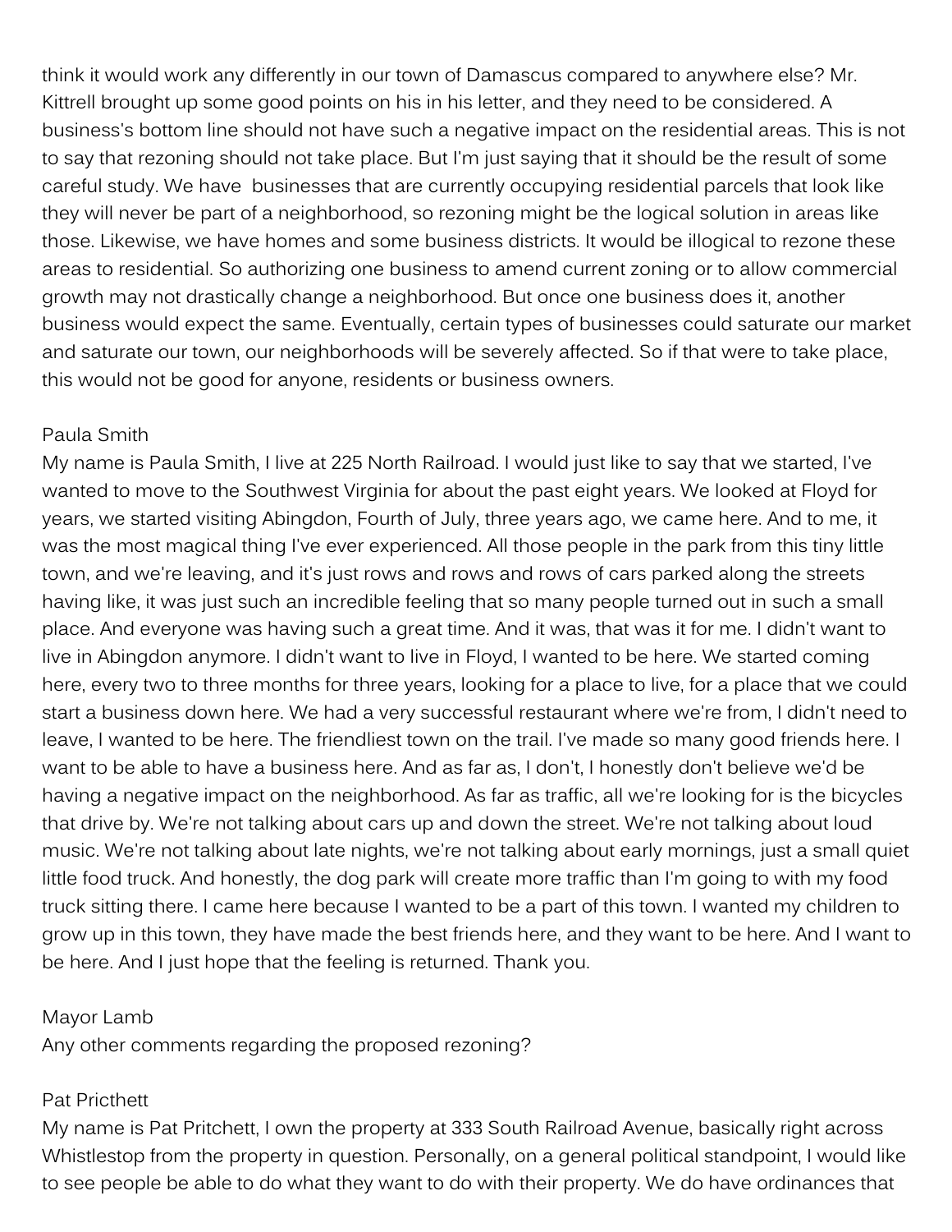think it would work any differently in our town of Damascus compared to anywhere else? Mr. Kittrell brought up some good points on his in his letter, and they need to be considered. A business's bottom line should not have such a negative impact on the residential areas. This is not to say that rezoning should not take place. But I'm just saying that it should be the result of some careful study. We have businesses that are currently occupying residential parcels that look like they will never be part of a neighborhood, so rezoning might be the logical solution in areas like those. Likewise, we have homes and some business districts. It would be illogical to rezone these areas to residential. So authorizing one business to amend current zoning or to allow commercial growth may not drastically change a neighborhood. But once one business does it, another business would expect the same. Eventually, certain types of businesses could saturate our market and saturate our town, our neighborhoods will be severely affected. So if that were to take place, this would not be good for anyone, residents or business owners.

Paula Smith
My name is Paula Smith, I live at 225 North Railroad. I would just like to say that we started, I've wanted to move to the Southwest Virginia for about the past eight years. We looked at Floyd for years, we started visiting Abingdon, Fourth of July, three years ago, we came here. And to me, it was the most magical thing I've ever experienced. All those people in the park from this tiny little town, and we're leaving, and it's just rows and rows and rows of cars parked along the streets having like, it was just such an incredible feeling that so many people turned out in such a small place. And everyone was having such a great time. And it was, that was it for me. I didn't want to live in Abingdon anymore. I didn't want to live in Floyd, I wanted to be here. We started coming here, every two to three months for three years, looking for a place to live, for a place that we could start a business down here. We had a very successful restaurant where we're from, I didn't need to leave, I wanted to be here. The friendliest town on the trail. I've made so many good friends here. I want to be able to have a business here. And as far as, I don't, I honestly don't believe we'd be having a negative impact on the neighborhood. As far as traffic, all we're looking for is the bicycles that drive by. We're not talking about cars up and down the street. We're not talking about loud music. We're not talking about late nights, we're not talking about early mornings, just a small quiet little food truck. And honestly, the dog park will create more traffic than I'm going to with my food truck sitting there. I came here because I wanted to be a part of this town. I wanted my children to grow up in this town, they have made the best friends here, and they want to be here. And I want to be here. And I just hope that the feeling is returned. Thank you.

Mayor Lamb
Any other comments regarding the proposed rezoning?

Pat Pricthett
My name is Pat Pritchett, I own the property at 333 South Railroad Avenue, basically right across Whistlestop from the property in question. Personally, on a general political standpoint, I would like to see people be able to do what they want to do with their property. We do have ordinances that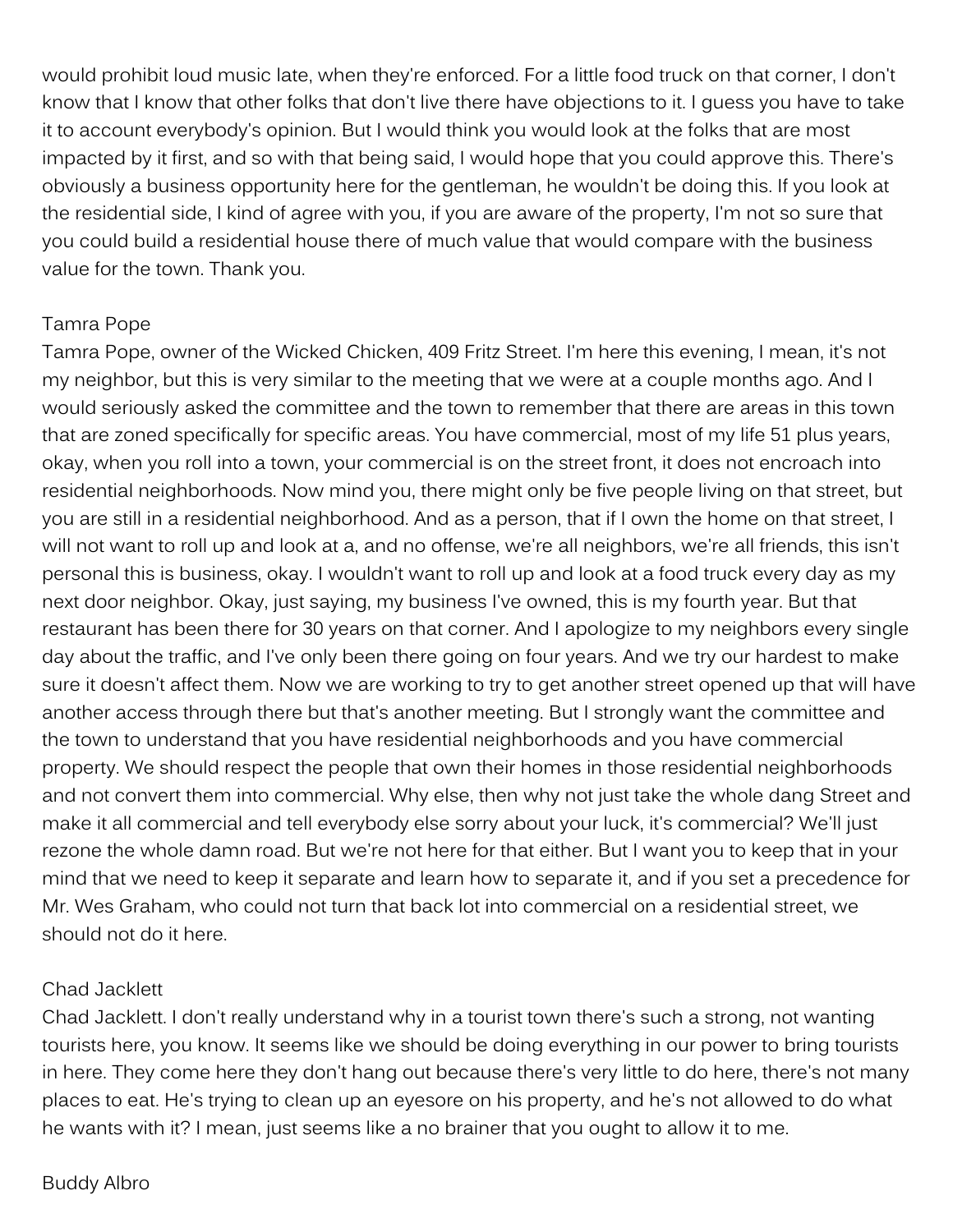would prohibit loud music late, when they're enforced. For a little food truck on that corner, I don't know that I know that other folks that don't live there have objections to it. I guess you have to take it to account everybody's opinion. But I would think you would look at the folks that are most impacted by it first, and so with that being said, I would hope that you could approve this. There's obviously a business opportunity here for the gentleman, he wouldn't be doing this. If you look at the residential side, I kind of agree with you, if you are aware of the property, I'm not so sure that you could build a residential house there of much value that would compare with the business value for the town. Thank you.

Tamra Pope

Tamra Pope, owner of the Wicked Chicken, 409 Fritz Street. I'm here this evening, I mean, it's not my neighbor, but this is very similar to the meeting that we were at a couple months ago. And I would seriously asked the committee and the town to remember that there are areas in this town that are zoned specifically for specific areas. You have commercial, most of my life 51 plus years, okay, when you roll into a town, your commercial is on the street front, it does not encroach into residential neighborhoods. Now mind you, there might only be five people living on that street, but you are still in a residential neighborhood. And as a person, that if I own the home on that street, I will not want to roll up and look at a, and no offense, we're all neighbors, we're all friends, this isn't personal this is business, okay. I wouldn't want to roll up and look at a food truck every day as my next door neighbor. Okay, just saying, my business I've owned, this is my fourth year. But that restaurant has been there for 30 years on that corner. And I apologize to my neighbors every single day about the traffic, and I've only been there going on four years. And we try our hardest to make sure it doesn't affect them. Now we are working to try to get another street opened up that will have another access through there but that's another meeting. But I strongly want the committee and the town to understand that you have residential neighborhoods and you have commercial property. We should respect the people that own their homes in those residential neighborhoods and not convert them into commercial. Why else, then why not just take the whole dang Street and make it all commercial and tell everybody else sorry about your luck, it's commercial? We'll just rezone the whole damn road. But we're not here for that either. But I want you to keep that in your mind that we need to keep it separate and learn how to separate it, and if you set a precedence for Mr. Wes Graham, who could not turn that back lot into commercial on a residential street, we should not do it here.

Chad Jacklett

Chad Jacklett. I don't really understand why in a tourist town there's such a strong, not wanting tourists here, you know. It seems like we should be doing everything in our power to bring tourists in here. They come here they don't hang out because there's very little to do here, there's not many places to eat. He's trying to clean up an eyesore on his property, and he's not allowed to do what he wants with it? I mean, just seems like a no brainer that you ought to allow it to me.

Buddy Albro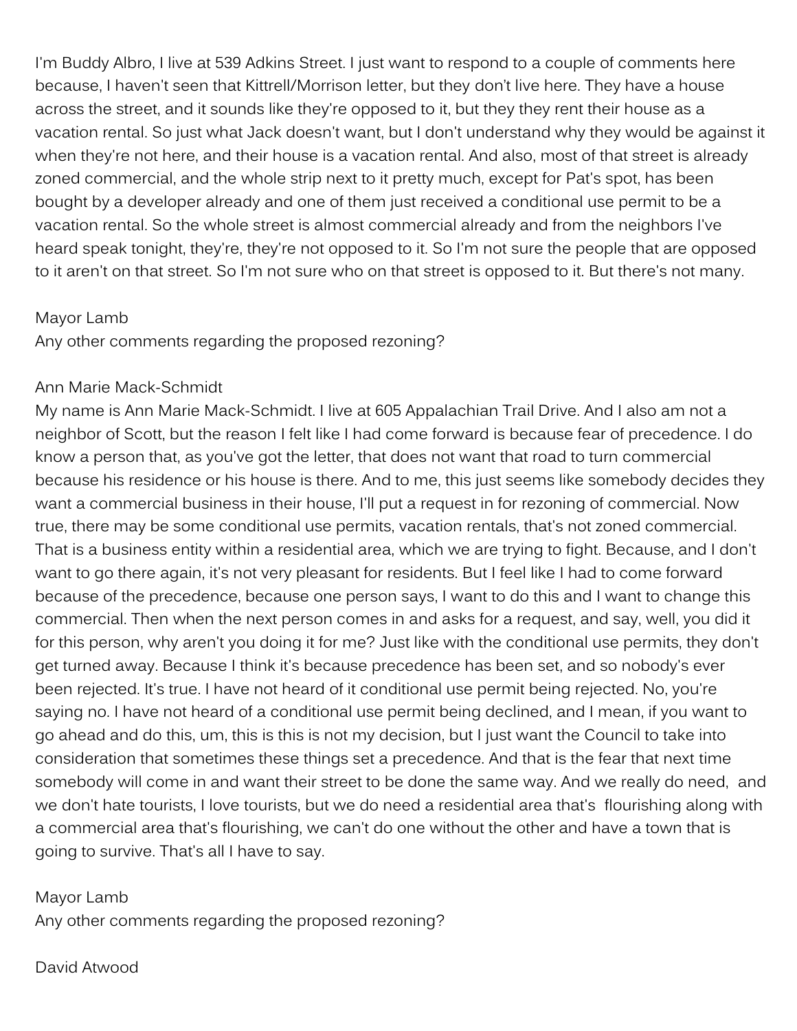I'm Buddy Albro, I live at 539 Adkins Street. I just want to respond to a couple of comments here because, I haven't seen that Kittrell/Morrison letter, but they don't live here. They have a house across the street, and it sounds like they're opposed to it, but they they rent their house as a vacation rental. So just what Jack doesn't want, but I don't understand why they would be against it when they're not here, and their house is a vacation rental. And also, most of that street is already zoned commercial, and the whole strip next to it pretty much, except for Pat's spot, has been bought by a developer already and one of them just received a conditional use permit to be a vacation rental. So the whole street is almost commercial already and from the neighbors I've heard speak tonight, they're, they're not opposed to it. So I'm not sure the people that are opposed to it aren't on that street. So I'm not sure who on that street is opposed to it. But there's not many.

Mayor Lamb
Any other comments regarding the proposed rezoning?

Ann Marie Mack-Schmidt
My name is Ann Marie Mack-Schmidt. I live at 605 Appalachian Trail Drive. And I also am not a neighbor of Scott, but the reason I felt like I had come forward is because fear of precedence. I do know a person that, as you've got the letter, that does not want that road to turn commercial because his residence or his house is there. And to me, this just seems like somebody decides they want a commercial business in their house, I'll put a request in for rezoning of commercial. Now true, there may be some conditional use permits, vacation rentals, that's not zoned commercial. That is a business entity within a residential area, which we are trying to fight. Because, and I don't want to go there again, it's not very pleasant for residents. But I feel like I had to come forward because of the precedence, because one person says, I want to do this and I want to change this commercial. Then when the next person comes in and asks for a request, and say, well, you did it for this person, why aren't you doing it for me? Just like with the conditional use permits, they don't get turned away. Because I think it's because precedence has been set, and so nobody's ever been rejected. It's true. I have not heard of it conditional use permit being rejected. No, you're saying no. I have not heard of a conditional use permit being declined, and I mean, if you want to go ahead and do this, um, this is this is not my decision, but I just want the Council to take into consideration that sometimes these things set a precedence. And that is the fear that next time somebody will come in and want their street to be done the same way. And we really do need, and we don't hate tourists, I love tourists, but we do need a residential area that's flourishing along with a commercial area that's flourishing, we can't do one without the other and have a town that is going to survive. That's all I have to say.

Mayor Lamb
Any other comments regarding the proposed rezoning?

David Atwood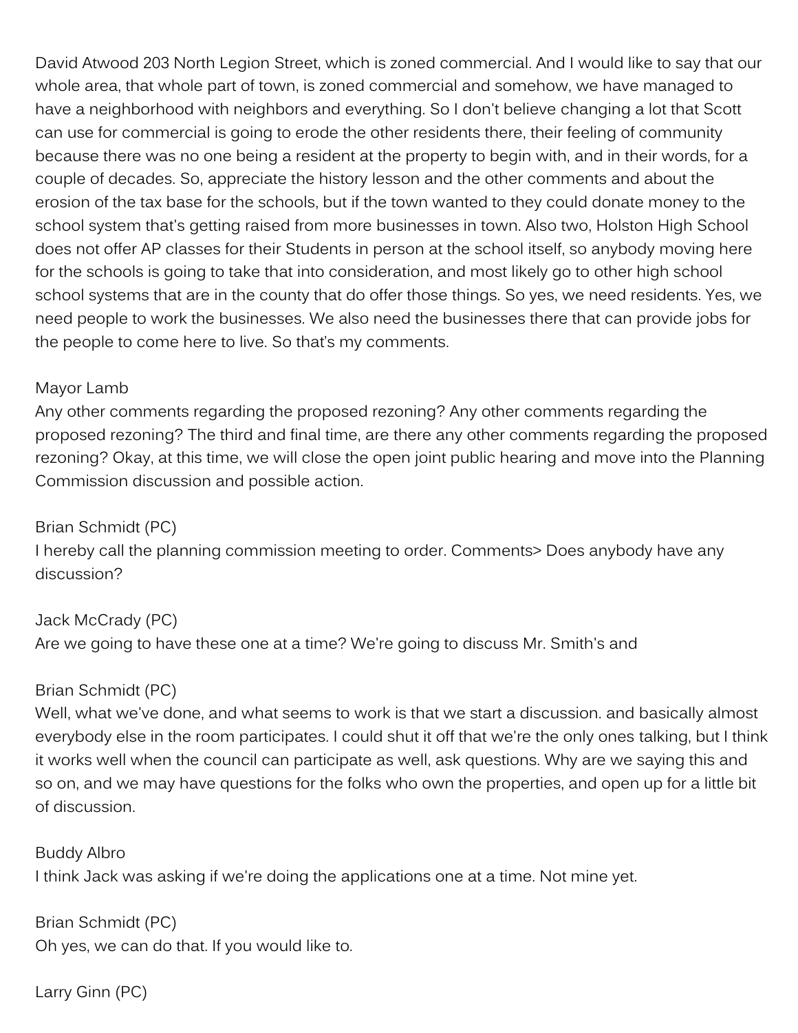David Atwood 203 North Legion Street, which is zoned commercial. And I would like to say that our whole area, that whole part of town, is zoned commercial and somehow, we have managed to have a neighborhood with neighbors and everything. So I don't believe changing a lot that Scott can use for commercial is going to erode the other residents there, their feeling of community because there was no one being a resident at the property to begin with, and in their words, for a couple of decades. So, appreciate the history lesson and the other comments and about the erosion of the tax base for the schools, but if the town wanted to they could donate money to the school system that's getting raised from more businesses in town. Also two, Holston High School does not offer AP classes for their Students in person at the school itself, so anybody moving here for the schools is going to take that into consideration, and most likely go to other high school school systems that are in the county that do offer those things. So yes, we need residents. Yes, we need people to work the businesses. We also need the businesses there that can provide jobs for the people to come here to live. So that's my comments.

Mayor Lamb
Any other comments regarding the proposed rezoning? Any other comments regarding the proposed rezoning? The third and final time, are there any other comments regarding the proposed rezoning? Okay, at this time, we will close the open joint public hearing and move into the Planning Commission discussion and possible action.

Brian Schmidt (PC)
I hereby call the planning commission meeting to order. Comments> Does anybody have any discussion?

Jack McCrady (PC)
Are we going to have these one at a time? We're going to discuss Mr. Smith's and

Brian Schmidt (PC)
Well, what we've done, and what seems to work is that we start a discussion. and basically almost everybody else in the room participates. I could shut it off that we're the only ones talking, but I think it works well when the council can participate as well, ask questions. Why are we saying this and so on, and we may have questions for the folks who own the properties, and open up for a little bit of discussion.

Buddy Albro
I think Jack was asking if we're doing the applications one at a time. Not mine yet.

Brian Schmidt (PC)
Oh yes, we can do that. If you would like to.

Larry Ginn (PC)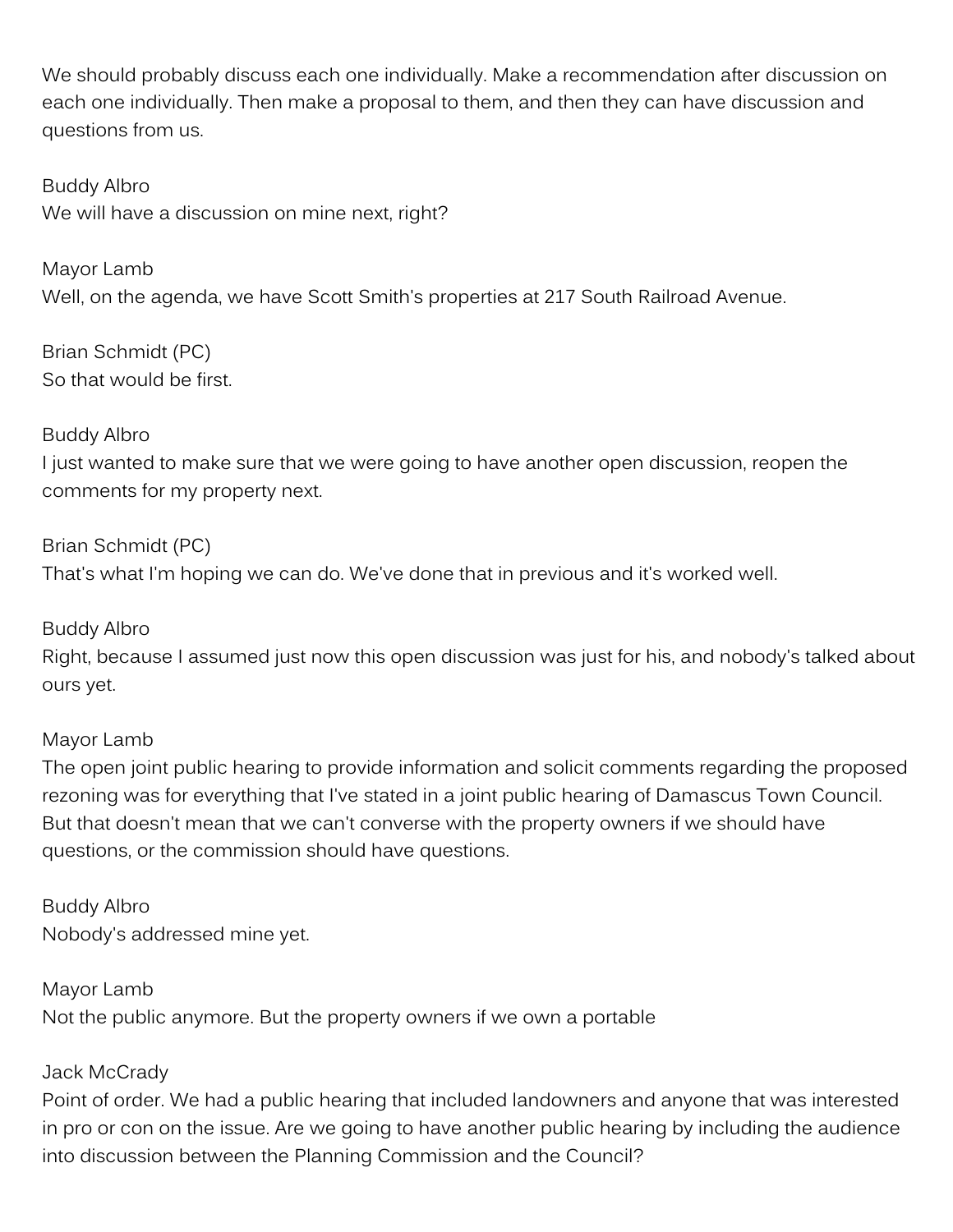We should probably discuss each one individually. Make a recommendation after discussion on each one individually. Then make a proposal to them, and then they can have discussion and questions from us.

Buddy Albro
We will have a discussion on mine next, right?

Mayor Lamb
Well, on the agenda, we have Scott Smith's properties at 217 South Railroad Avenue.

Brian Schmidt (PC)
So that would be first.

Buddy Albro
I just wanted to make sure that we were going to have another open discussion, reopen the comments for my property next.

Brian Schmidt (PC)
That's what I'm hoping we can do. We've done that in previous and it's worked well.

Buddy Albro
Right, because I assumed just now this open discussion was just for his, and nobody's talked about ours yet.

Mayor Lamb
The open joint public hearing to provide information and solicit comments regarding the proposed rezoning was for everything that I've stated in a joint public hearing of Damascus Town Council. But that doesn't mean that we can't converse with the property owners if we should have questions, or the commission should have questions.

Buddy Albro
Nobody's addressed mine yet.

Mayor Lamb
Not the public anymore. But the property owners if we own a portable

Jack McCrady
Point of order. We had a public hearing that included landowners and anyone that was interested in pro or con on the issue. Are we going to have another public hearing by including the audience into discussion between the Planning Commission and the Council?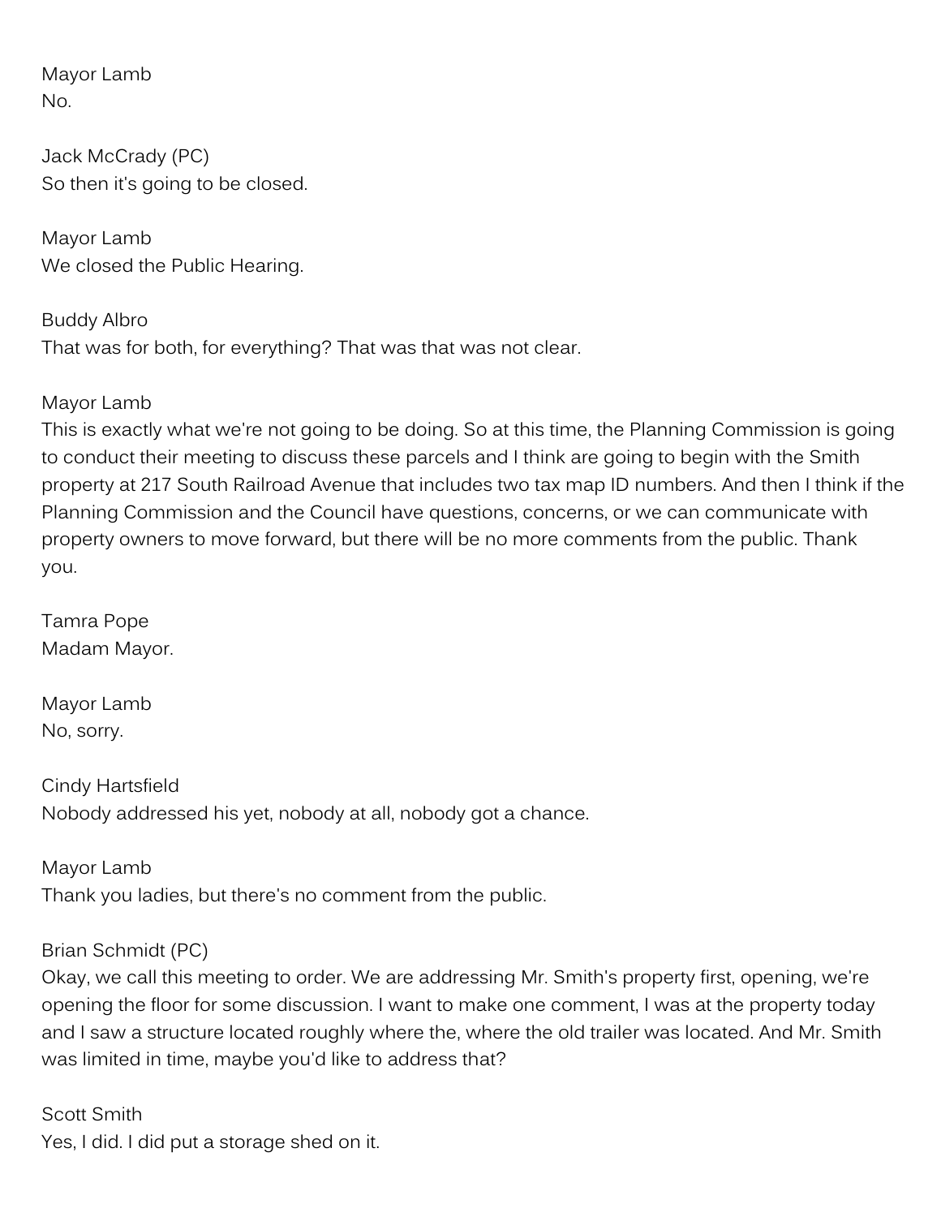Mayor Lamb
No.

Jack McCrady (PC)
So then it's going to be closed.

Mayor Lamb
We closed the Public Hearing.

Buddy Albro
That was for both, for everything? That was that was not clear.

Mayor Lamb
This is exactly what we're not going to be doing. So at this time, the Planning Commission is going to conduct their meeting to discuss these parcels and I think are going to begin with the Smith property at 217 South Railroad Avenue that includes two tax map ID numbers. And then I think if the Planning Commission and the Council have questions, concerns, or we can communicate with property owners to move forward, but there will be no more comments from the public. Thank you.

Tamra Pope
Madam Mayor.

Mayor Lamb
No, sorry.

Cindy Hartsfield
Nobody addressed his yet, nobody at all, nobody got a chance.

Mayor Lamb
Thank you ladies, but there's no comment from the public.

Brian Schmidt (PC)
Okay, we call this meeting to order. We are addressing Mr. Smith's property first, opening, we're opening the floor for some discussion. I want to make one comment, I was at the property today and I saw a structure located roughly where the, where the old trailer was located. And Mr. Smith was limited in time, maybe you'd like to address that?

Scott Smith
Yes, I did. I did put a storage shed on it.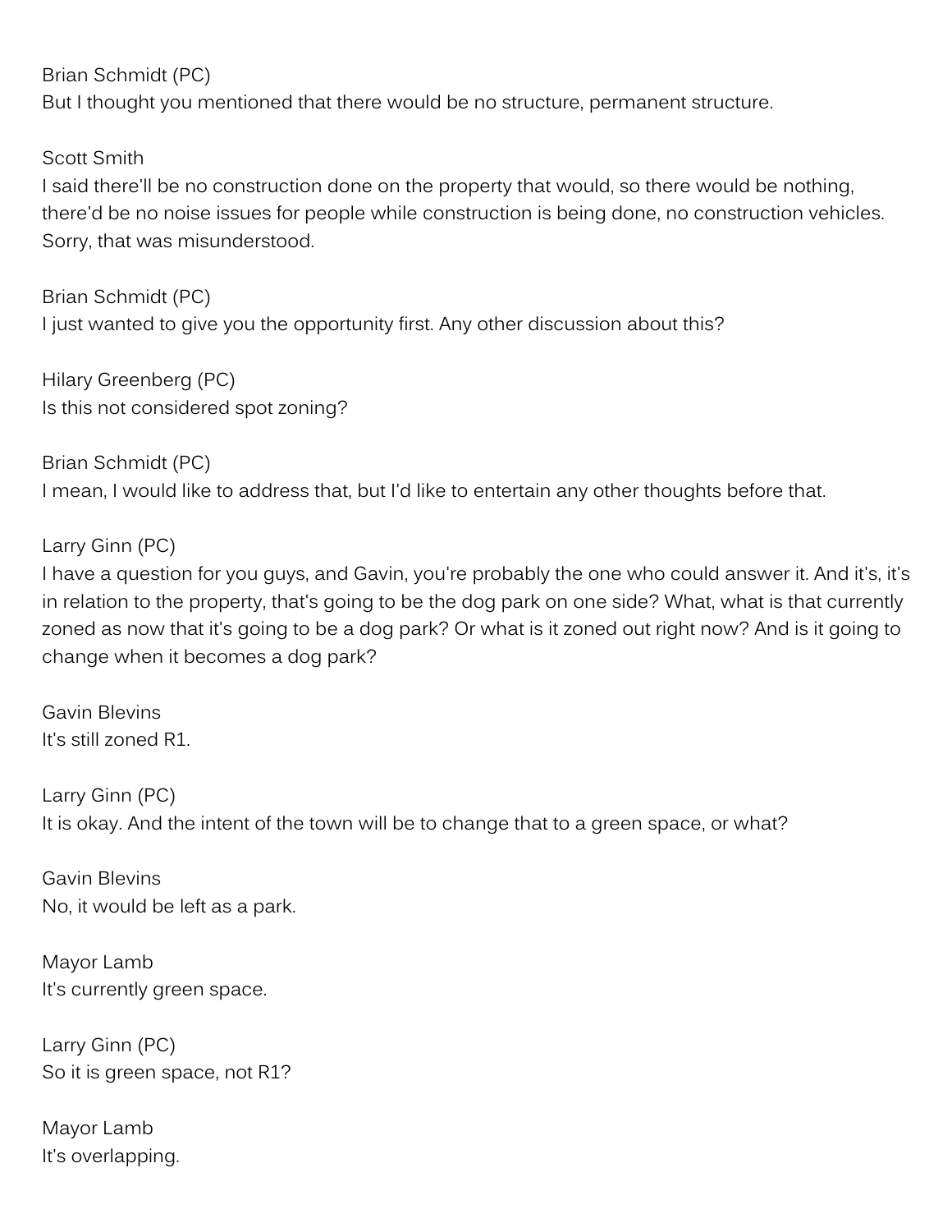Brian Schmidt (PC)
But I thought you mentioned that there would be no structure, permanent structure.

Scott Smith
I said there'll be no construction done on the property that would, so there would be nothing, there'd be no noise issues for people while construction is being done, no construction vehicles. Sorry, that was misunderstood.

Brian Schmidt (PC)
I just wanted to give you the opportunity first. Any other discussion about this?

Hilary Greenberg (PC)
Is this not considered spot zoning?

Brian Schmidt (PC)
I mean, I would like to address that, but I'd like to entertain any other thoughts before that.

Larry Ginn (PC)
I have a question for you guys, and Gavin, you're probably the one who could answer it. And it's, it's in relation to the property, that's going to be the dog park on one side? What, what is that currently zoned as now that it's going to be a dog park? Or what is it zoned out right now? And is it going to change when it becomes a dog park?

Gavin Blevins
It's still zoned R1.

Larry Ginn (PC)
It is okay. And the intent of the town will be to change that to a green space, or what?

Gavin Blevins
No, it would be left as a park.

Mayor Lamb
It's currently green space.

Larry Ginn (PC)
So it is green space, not R1?

Mayor Lamb
It's overlapping.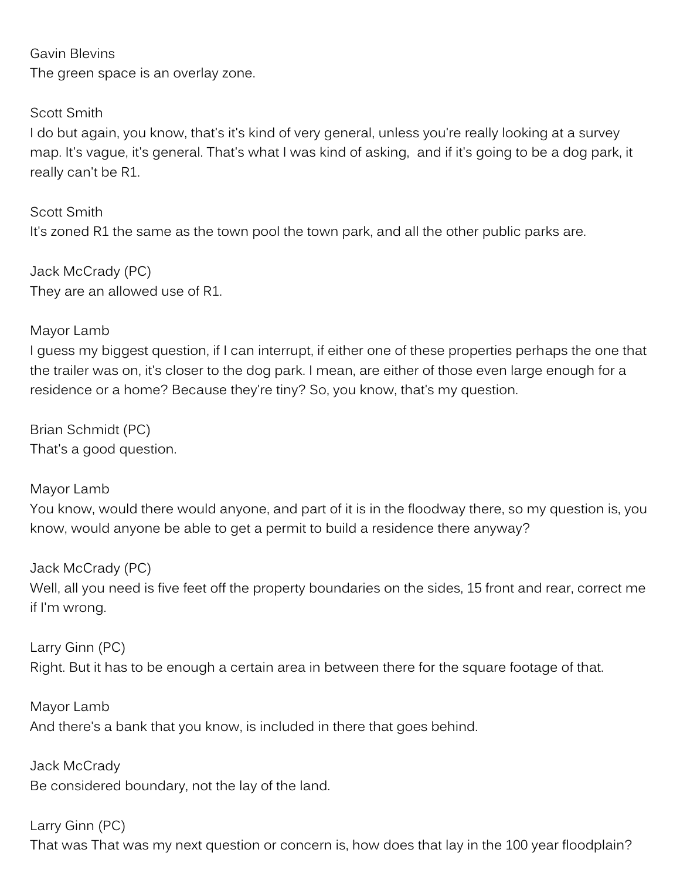Gavin Blevins
The green space is an overlay zone.

Scott Smith
I do but again, you know, that's it's kind of very general, unless you're really looking at a survey map. It's vague, it's general. That's what I was kind of asking,  and if it's going to be a dog park, it really can't be R1.

Scott Smith
It's zoned R1 the same as the town pool the town park, and all the other public parks are.

Jack McCrady (PC)
They are an allowed use of R1.

Mayor Lamb
I guess my biggest question, if I can interrupt, if either one of these properties perhaps the one that the trailer was on, it's closer to the dog park. I mean, are either of those even large enough for a residence or a home? Because they're tiny? So, you know, that's my question.

Brian Schmidt (PC)
That's a good question.

Mayor Lamb
You know, would there would anyone, and part of it is in the floodway there, so my question is, you know, would anyone be able to get a permit to build a residence there anyway?

Jack McCrady (PC)
Well, all you need is five feet off the property boundaries on the sides, 15 front and rear, correct me if I'm wrong.

Larry Ginn (PC)
Right. But it has to be enough a certain area in between there for the square footage of that.

Mayor Lamb
And there's a bank that you know, is included in there that goes behind.

Jack McCrady
Be considered boundary, not the lay of the land.

Larry Ginn (PC)
That was That was my next question or concern is, how does that lay in the 100 year floodplain?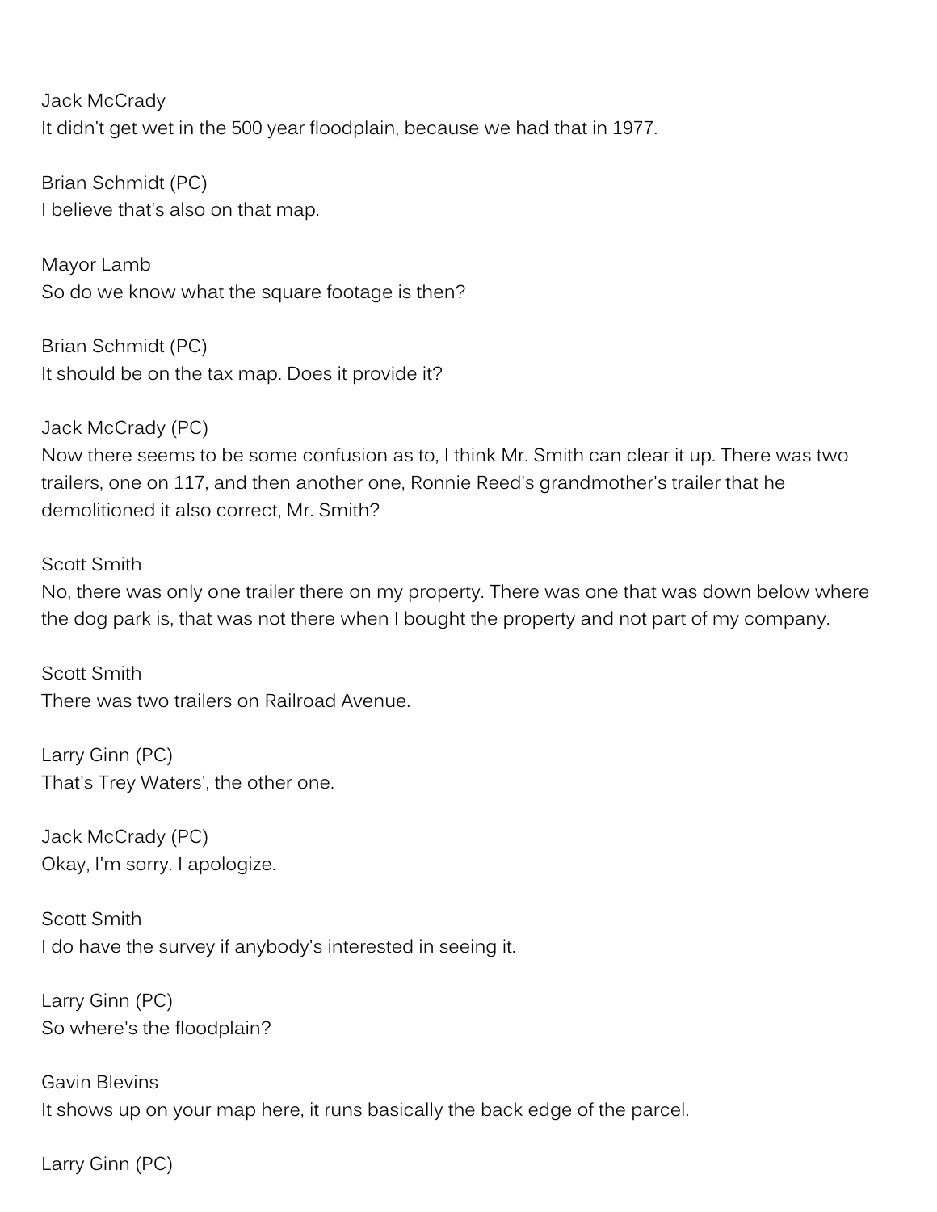Jack McCrady
It didn't get wet in the 500 year floodplain, because we had that in 1977.

Brian Schmidt (PC)
I believe that's also on that map.

Mayor Lamb
So do we know what the square footage is then?

Brian Schmidt (PC)
It should be on the tax map. Does it provide it?

Jack McCrady (PC)
Now there seems to be some confusion as to, I think Mr. Smith can clear it up. There was two trailers, one on 117, and then another one, Ronnie Reed's grandmother's trailer that he demolitioned it also correct, Mr. Smith?

Scott Smith
No, there was only one trailer there on my property. There was one that was down below where the dog park is, that was not there when I bought the property and not part of my company.

Scott Smith
There was two trailers on Railroad Avenue.

Larry Ginn (PC)
That's Trey Waters', the other one.

Jack McCrady (PC)
Okay, I'm sorry. I apologize.

Scott Smith
I do have the survey if anybody's interested in seeing it.

Larry Ginn (PC)
So where's the floodplain?

Gavin Blevins
It shows up on your map here, it runs basically the back edge of the parcel.

Larry Ginn (PC)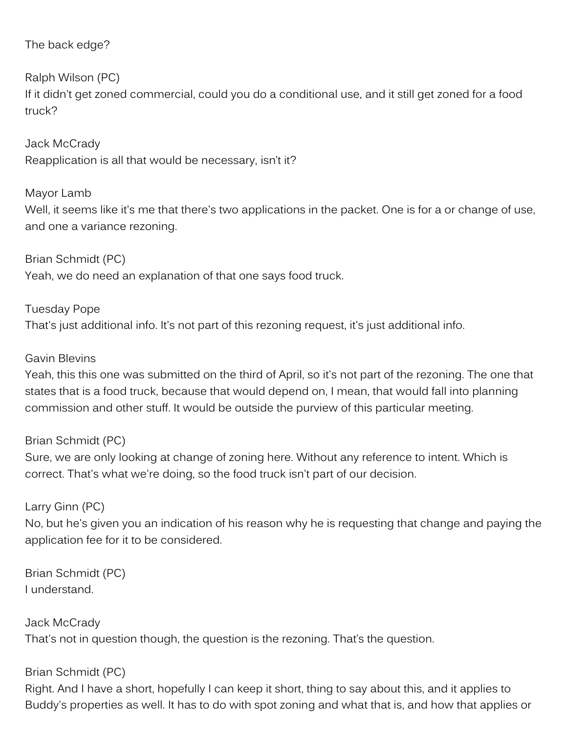The back edge?

Ralph Wilson (PC)
If it didn't get zoned commercial, could you do a conditional use, and it still get zoned for a food truck?

Jack McCrady
Reapplication is all that would be necessary, isn't it?

Mayor Lamb
Well, it seems like it's me that there's two applications in the packet. One is for a or change of use, and one a variance rezoning.

Brian Schmidt (PC)
Yeah, we do need an explanation of that one says food truck.

Tuesday Pope
That's just additional info. It's not part of this rezoning request, it's just additional info.

Gavin Blevins
Yeah, this this one was submitted on the third of April, so it's not part of the rezoning. The one that states that is a food truck, because that would depend on, I mean, that would fall into planning commission and other stuff. It would be outside the purview of this particular meeting.

Brian Schmidt (PC)
Sure, we are only looking at change of zoning here. Without any reference to intent. Which is correct. That's what we're doing, so the food truck isn't part of our decision.

Larry Ginn (PC)
No, but he's given you an indication of his reason why he is requesting that change and paying the application fee for it to be considered.

Brian Schmidt (PC)
I understand.

Jack McCrady
That's not in question though, the question is the rezoning. That's the question.

Brian Schmidt (PC)
Right. And I have a short, hopefully I can keep it short, thing to say about this, and it applies to Buddy's properties as well. It has to do with spot zoning and what that is, and how that applies or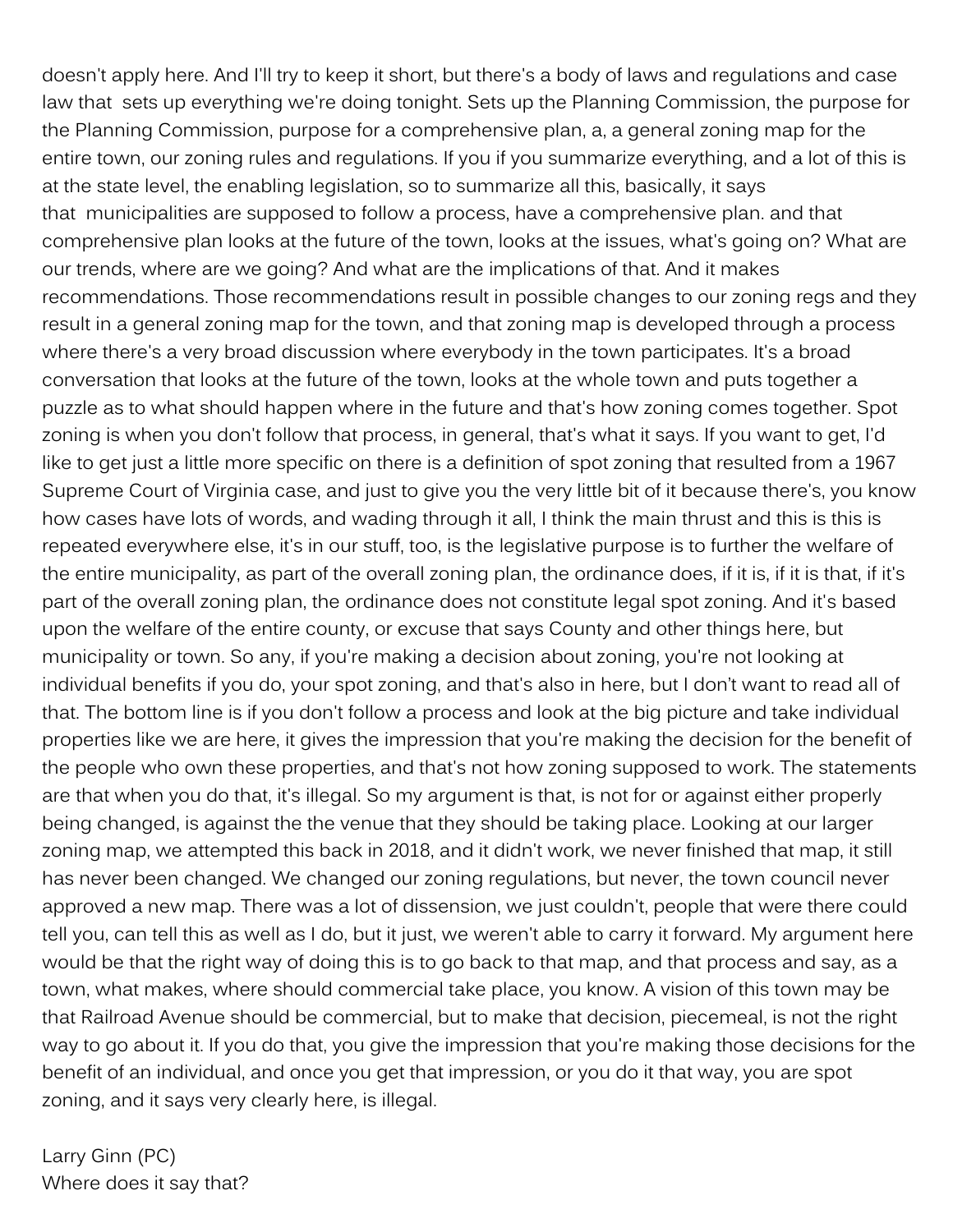doesn't apply here. And I'll try to keep it short, but there's a body of laws and regulations and case law that sets up everything we're doing tonight. Sets up the Planning Commission, the purpose for the Planning Commission, purpose for a comprehensive plan, a, a general zoning map for the entire town, our zoning rules and regulations. If you if you summarize everything, and a lot of this is at the state level, the enabling legislation, so to summarize all this, basically, it says that municipalities are supposed to follow a process, have a comprehensive plan. and that comprehensive plan looks at the future of the town, looks at the issues, what's going on? What are our trends, where are we going? And what are the implications of that. And it makes recommendations. Those recommendations result in possible changes to our zoning regs and they result in a general zoning map for the town, and that zoning map is developed through a process where there's a very broad discussion where everybody in the town participates. It's a broad conversation that looks at the future of the town, looks at the whole town and puts together a puzzle as to what should happen where in the future and that's how zoning comes together. Spot zoning is when you don't follow that process, in general, that's what it says. If you want to get, I'd like to get just a little more specific on there is a definition of spot zoning that resulted from a 1967 Supreme Court of Virginia case, and just to give you the very little bit of it because there's, you know how cases have lots of words, and wading through it all, I think the main thrust and this is this is repeated everywhere else, it's in our stuff, too, is the legislative purpose is to further the welfare of the entire municipality, as part of the overall zoning plan, the ordinance does, if it is, if it is that, if it's part of the overall zoning plan, the ordinance does not constitute legal spot zoning. And it's based upon the welfare of the entire county, or excuse that says County and other things here, but municipality or town. So any, if you're making a decision about zoning, you're not looking at individual benefits if you do, your spot zoning, and that's also in here, but I don't want to read all of that. The bottom line is if you don't follow a process and look at the big picture and take individual properties like we are here, it gives the impression that you're making the decision for the benefit of the people who own these properties, and that's not how zoning supposed to work. The statements are that when you do that, it's illegal. So my argument is that, is not for or against either properly being changed, is against the the venue that they should be taking place. Looking at our larger zoning map, we attempted this back in 2018, and it didn't work, we never finished that map, it still has never been changed. We changed our zoning regulations, but never, the town council never approved a new map. There was a lot of dissension, we just couldn't, people that were there could tell you, can tell this as well as I do, but it just, we weren't able to carry it forward. My argument here would be that the right way of doing this is to go back to that map, and that process and say, as a town, what makes, where should commercial take place, you know. A vision of this town may be that Railroad Avenue should be commercial, but to make that decision, piecemeal, is not the right way to go about it. If you do that, you give the impression that you're making those decisions for the benefit of an individual, and once you get that impression, or you do it that way, you are spot zoning, and it says very clearly here, is illegal.

Larry Ginn (PC)
Where does it say that?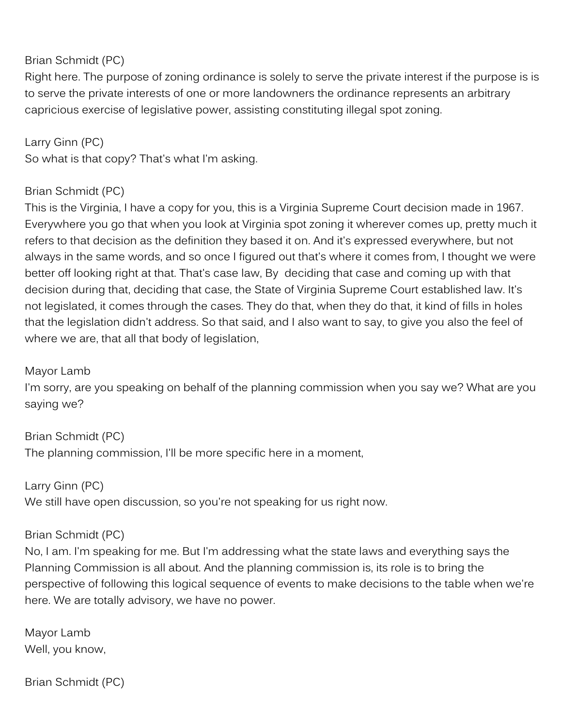Brian Schmidt (PC)
Right here. The purpose of zoning ordinance is solely to serve the private interest if the purpose is is to serve the private interests of one or more landowners the ordinance represents an arbitrary capricious exercise of legislative power, assisting constituting illegal spot zoning.

Larry Ginn (PC)
So what is that copy? That's what I'm asking.

Brian Schmidt (PC)
This is the Virginia, I have a copy for you, this is a Virginia Supreme Court decision made in 1967. Everywhere you go that when you look at Virginia spot zoning it wherever comes up, pretty much it refers to that decision as the definition they based it on. And it's expressed everywhere, but not always in the same words, and so once I figured out that's where it comes from, I thought we were better off looking right at that. That's case law, By deciding that case and coming up with that decision during that, deciding that case, the State of Virginia Supreme Court established law. It's not legislated, it comes through the cases. They do that, when they do that, it kind of fills in holes that the legislation didn't address. So that said, and I also want to say, to give you also the feel of where we are, that all that body of legislation,

Mayor Lamb
I'm sorry, are you speaking on behalf of the planning commission when you say we? What are you saying we?

Brian Schmidt (PC)
The planning commission, I'll be more specific here in a moment,

Larry Ginn (PC)
We still have open discussion, so you're not speaking for us right now.

Brian Schmidt (PC)
No, I am. I'm speaking for me. But I'm addressing what the state laws and everything says the Planning Commission is all about. And the planning commission is, its role is to bring the perspective of following this logical sequence of events to make decisions to the table when we're here. We are totally advisory, we have no power.

Mayor Lamb
Well, you know,

Brian Schmidt (PC)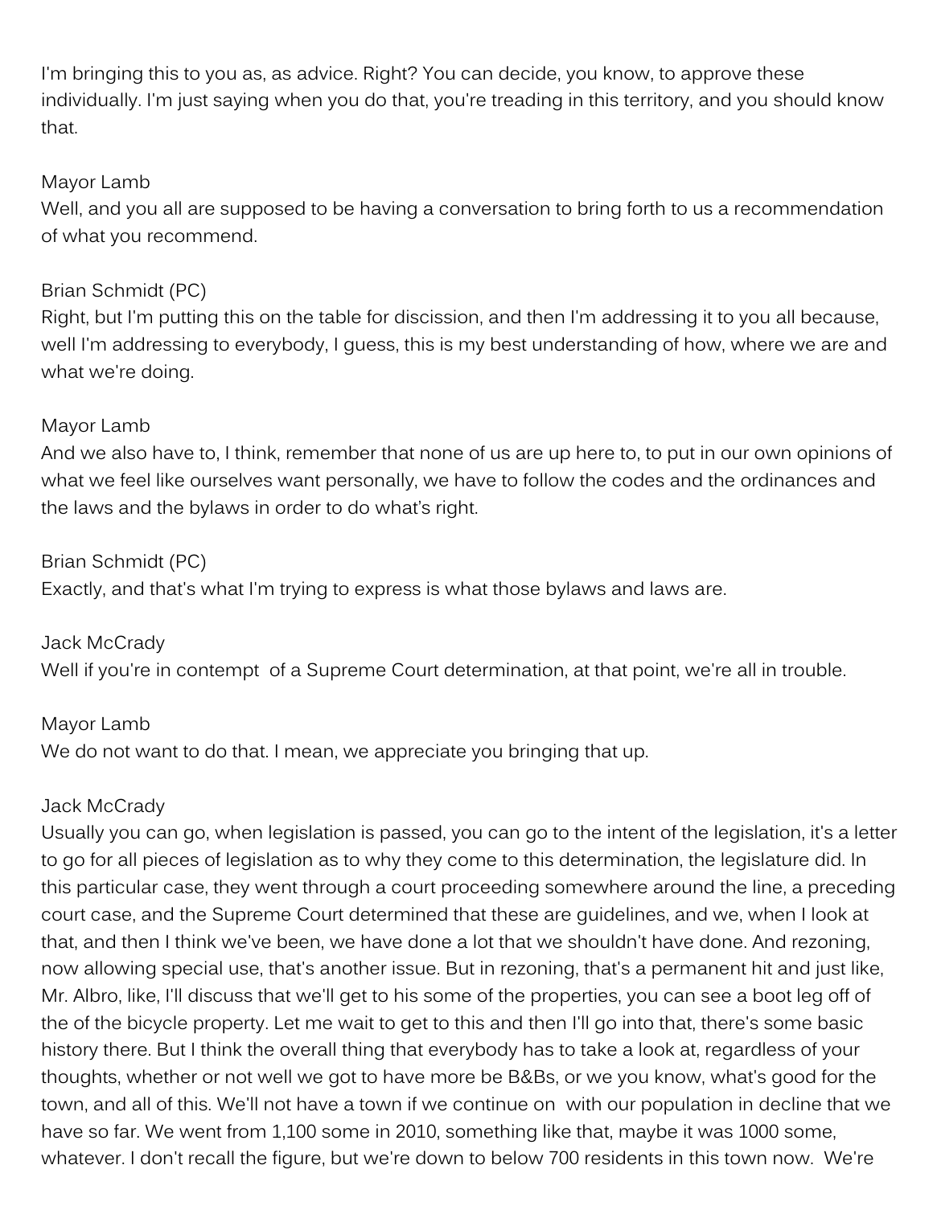I'm bringing this to you as, as advice. Right? You can decide, you know, to approve these individually. I'm just saying when you do that, you're treading in this territory, and you should know that.

Mayor Lamb
Well, and you all are supposed to be having a conversation to bring forth to us a recommendation of what you recommend.

Brian Schmidt (PC)
Right, but I'm putting this on the table for discission, and then I'm addressing it to you all because, well I'm addressing to everybody, I guess, this is my best understanding of how, where we are and what we're doing.

Mayor Lamb
And we also have to, I think, remember that none of us are up here to, to put in our own opinions of what we feel like ourselves want personally, we have to follow the codes and the ordinances and the laws and the bylaws in order to do what's right.

Brian Schmidt (PC)
Exactly, and that's what I'm trying to express is what those bylaws and laws are.

Jack McCrady
Well if you're in contempt  of a Supreme Court determination, at that point, we're all in trouble.

Mayor Lamb
We do not want to do that. I mean, we appreciate you bringing that up.

Jack McCrady
Usually you can go, when legislation is passed, you can go to the intent of the legislation, it's a letter to go for all pieces of legislation as to why they come to this determination, the legislature did. In this particular case, they went through a court proceeding somewhere around the line, a preceding court case, and the Supreme Court determined that these are guidelines, and we, when I look at that, and then I think we've been, we have done a lot that we shouldn't have done. And rezoning, now allowing special use, that's another issue. But in rezoning, that's a permanent hit and just like, Mr. Albro, like, I'll discuss that we'll get to his some of the properties, you can see a boot leg off of the of the bicycle property. Let me wait to get to this and then I'll go into that, there's some basic history there. But I think the overall thing that everybody has to take a look at, regardless of your thoughts, whether or not well we got to have more be B&Bs, or we you know, what's good for the town, and all of this. We'll not have a town if we continue on  with our population in decline that we have so far. We went from 1,100 some in 2010, something like that, maybe it was 1000 some, whatever. I don't recall the figure, but we're down to below 700 residents in this town now.  We're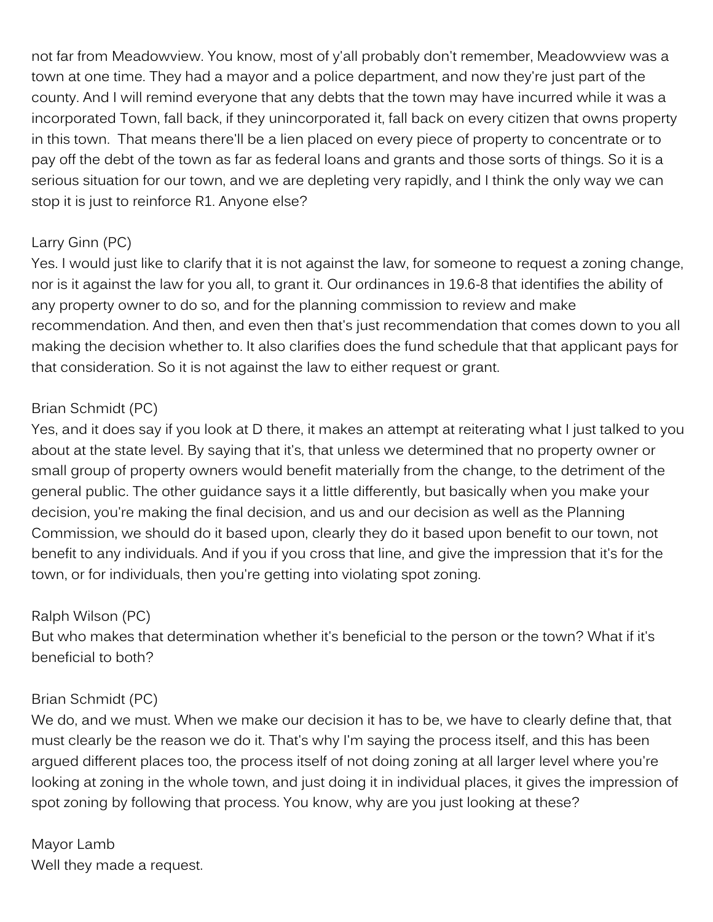not far from Meadowview. You know, most of y'all probably don't remember, Meadowview was a town at one time. They had a mayor and a police department, and now they're just part of the county. And I will remind everyone that any debts that the town may have incurred while it was a incorporated Town, fall back, if they unincorporated it, fall back on every citizen that owns property in this town. That means there'll be a lien placed on every piece of property to concentrate or to pay off the debt of the town as far as federal loans and grants and those sorts of things. So it is a serious situation for our town, and we are depleting very rapidly, and I think the only way we can stop it is just to reinforce R1. Anyone else?

Larry Ginn (PC)
Yes. I would just like to clarify that it is not against the law, for someone to request a zoning change, nor is it against the law for you all, to grant it. Our ordinances in 19.6-8 that identifies the ability of any property owner to do so, and for the planning commission to review and make recommendation. And then, and even then that's just recommendation that comes down to you all making the decision whether to. It also clarifies does the fund schedule that that applicant pays for that consideration. So it is not against the law to either request or grant.

Brian Schmidt (PC)
Yes, and it does say if you look at D there, it makes an attempt at reiterating what I just talked to you about at the state level. By saying that it's, that unless we determined that no property owner or small group of property owners would benefit materially from the change, to the detriment of the general public. The other guidance says it a little differently, but basically when you make your decision, you're making the final decision, and us and our decision as well as the Planning Commission, we should do it based upon, clearly they do it based upon benefit to our town, not benefit to any individuals. And if you if you cross that line, and give the impression that it's for the town, or for individuals, then you're getting into violating spot zoning.

Ralph Wilson (PC)
But who makes that determination whether it's beneficial to the person or the town? What if it's beneficial to both?

Brian Schmidt (PC)
We do, and we must. When we make our decision it has to be, we have to clearly define that, that must clearly be the reason we do it. That's why I'm saying the process itself, and this has been argued different places too, the process itself of not doing zoning at all larger level where you're looking at zoning in the whole town, and just doing it in individual places, it gives the impression of spot zoning by following that process. You know, why are you just looking at these?

Mayor Lamb
Well they made a request.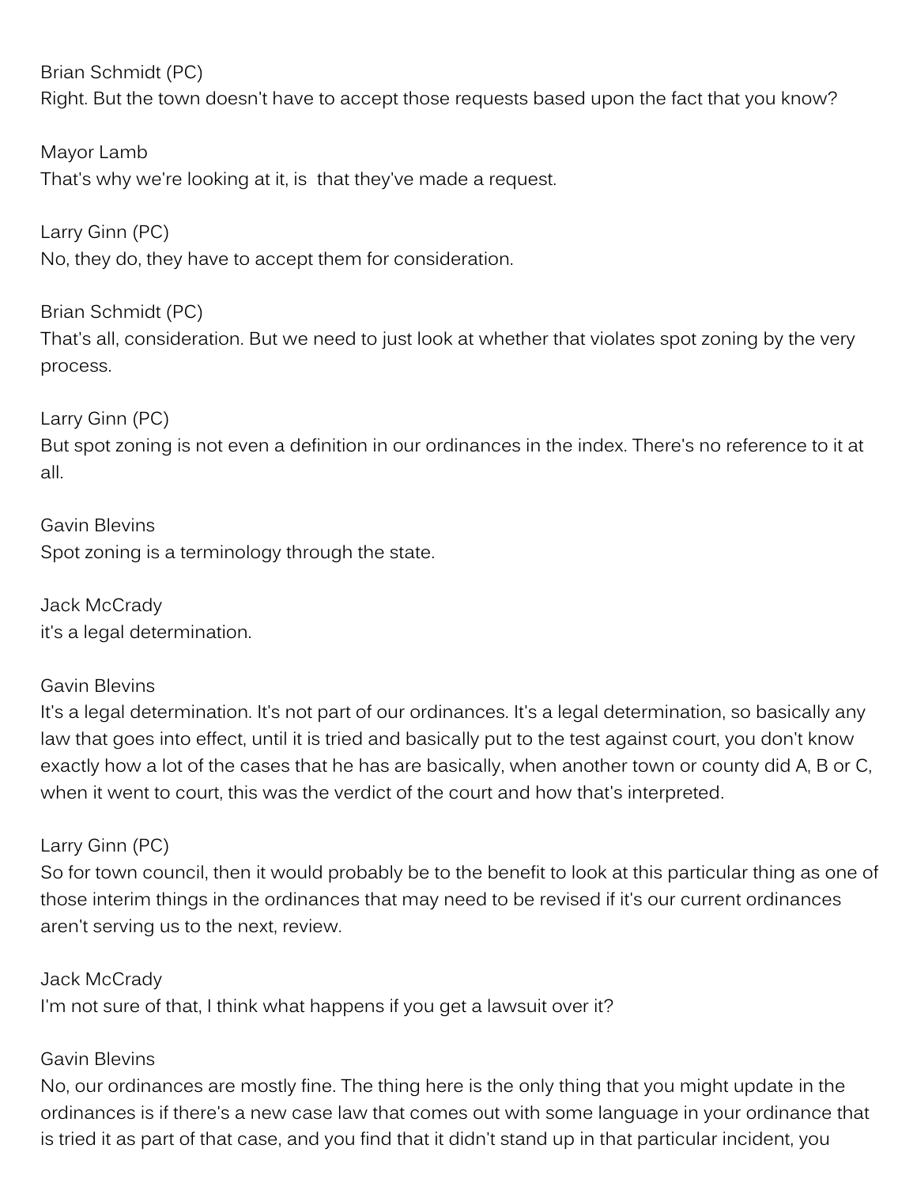Brian Schmidt (PC)
Right. But the town doesn't have to accept those requests based upon the fact that you know?

Mayor Lamb
That's why we're looking at it, is that they've made a request.

Larry Ginn (PC)
No, they do, they have to accept them for consideration.

Brian Schmidt (PC)
That's all, consideration. But we need to just look at whether that violates spot zoning by the very process.

Larry Ginn (PC)
But spot zoning is not even a definition in our ordinances in the index. There's no reference to it at all.

Gavin Blevins
Spot zoning is a terminology through the state.

Jack McCrady
it's a legal determination.

Gavin Blevins
It's a legal determination. It's not part of our ordinances. It's a legal determination, so basically any law that goes into effect, until it is tried and basically put to the test against court, you don't know exactly how a lot of the cases that he has are basically, when another town or county did A, B or C, when it went to court, this was the verdict of the court and how that's interpreted.

Larry Ginn (PC)
So for town council, then it would probably be to the benefit to look at this particular thing as one of those interim things in the ordinances that may need to be revised if it's our current ordinances aren't serving us to the next, review.

Jack McCrady
I'm not sure of that, I think what happens if you get a lawsuit over it?

Gavin Blevins
No, our ordinances are mostly fine. The thing here is the only thing that you might update in the ordinances is if there's a new case law that comes out with some language in your ordinance that is tried it as part of that case, and you find that it didn't stand up in that particular incident, you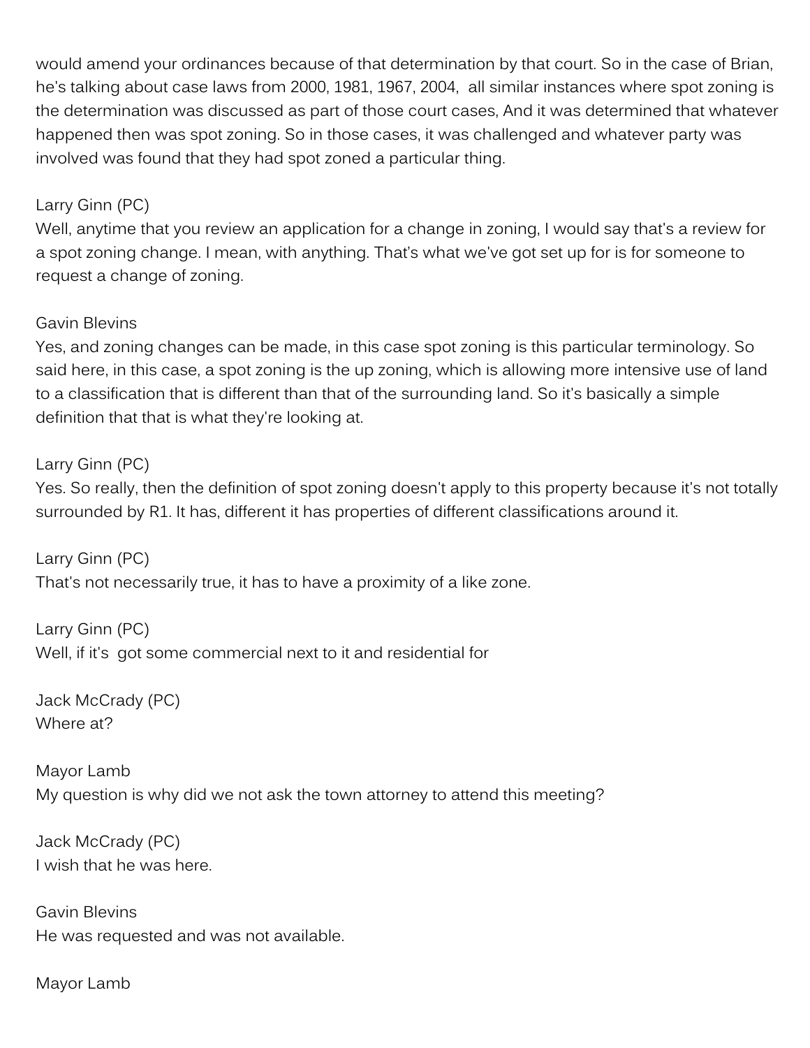would amend your ordinances because of that determination by that court. So in the case of Brian, he's talking about case laws from 2000, 1981, 1967, 2004, all similar instances where spot zoning is the determination was discussed as part of those court cases, And it was determined that whatever happened then was spot zoning. So in those cases, it was challenged and whatever party was involved was found that they had spot zoned a particular thing.

Larry Ginn (PC)
Well, anytime that you review an application for a change in zoning, I would say that's a review for a spot zoning change. I mean, with anything. That's what we've got set up for is for someone to request a change of zoning.

Gavin Blevins
Yes, and zoning changes can be made, in this case spot zoning is this particular terminology. So said here, in this case, a spot zoning is the up zoning, which is allowing more intensive use of land to a classification that is different than that of the surrounding land. So it's basically a simple definition that that is what they're looking at.

Larry Ginn (PC)
Yes. So really, then the definition of spot zoning doesn't apply to this property because it's not totally surrounded by R1. It has, different it has properties of different classifications around it.

Larry Ginn (PC)
That's not necessarily true, it has to have a proximity of a like zone.

Larry Ginn (PC)
Well, if it's got some commercial next to it and residential for

Jack McCrady (PC)
Where at?

Mayor Lamb
My question is why did we not ask the town attorney to attend this meeting?

Jack McCrady (PC)
I wish that he was here.

Gavin Blevins
He was requested and was not available.

Mayor Lamb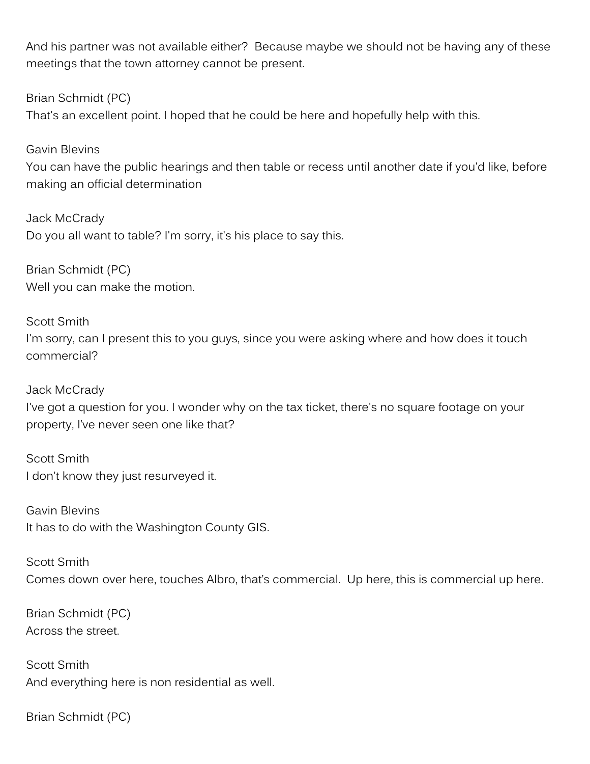And his partner was not available either? Because maybe we should not be having any of these meetings that the town attorney cannot be present.

Brian Schmidt (PC)
That's an excellent point. I hoped that he could be here and hopefully help with this.

Gavin Blevins
You can have the public hearings and then table or recess until another date if you'd like, before making an official determination

Jack McCrady
Do you all want to table? I'm sorry, it's his place to say this.

Brian Schmidt (PC)
Well you can make the motion.

Scott Smith
I'm sorry, can I present this to you guys, since you were asking where and how does it touch commercial?

Jack McCrady
I've got a question for you. I wonder why on the tax ticket, there's no square footage on your property, I've never seen one like that?

Scott Smith
I don't know they just resurveyed it.

Gavin Blevins
It has to do with the Washington County GIS.

Scott Smith
Comes down over here, touches Albro, that's commercial. Up here, this is commercial up here.

Brian Schmidt (PC)
Across the street.

Scott Smith
And everything here is non residential as well.

Brian Schmidt (PC)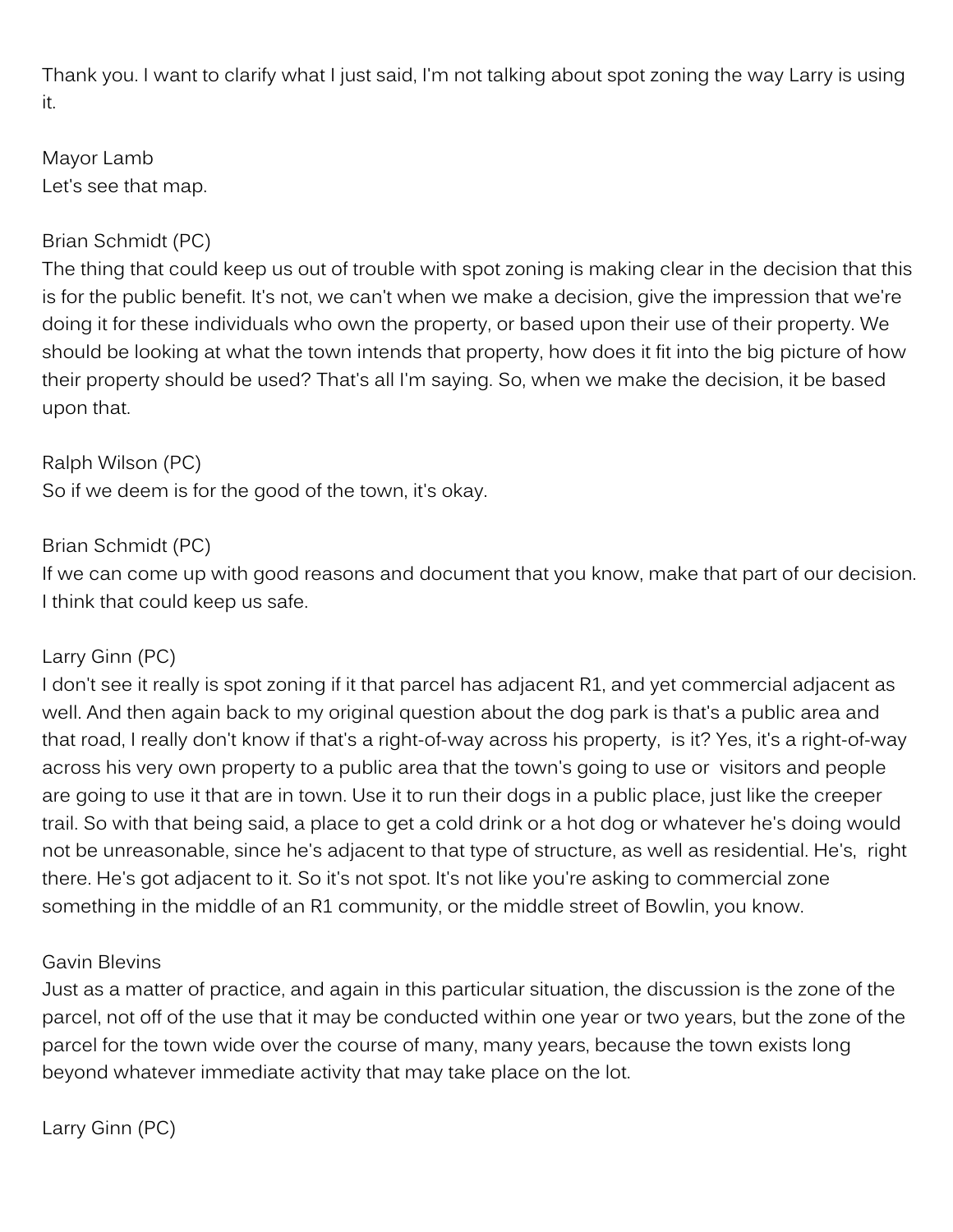Thank you. I want to clarify what I just said, I'm not talking about spot zoning the way Larry is using it.

Mayor Lamb
Let's see that map.

Brian Schmidt (PC)
The thing that could keep us out of trouble with spot zoning is making clear in the decision that this is for the public benefit. It's not, we can't when we make a decision, give the impression that we're doing it for these individuals who own the property, or based upon their use of their property. We should be looking at what the town intends that property, how does it fit into the big picture of how their property should be used? That's all I'm saying. So, when we make the decision, it be based upon that.

Ralph Wilson (PC)
So if we deem is for the good of the town, it's okay.

Brian Schmidt (PC)
If we can come up with good reasons and document that you know, make that part of our decision. I think that could keep us safe.

Larry Ginn (PC)
I don't see it really is spot zoning if it that parcel has adjacent R1, and yet commercial adjacent as well. And then again back to my original question about the dog park is that's a public area and that road, I really don't know if that's a right-of-way across his property, is it? Yes, it's a right-of-way across his very own property to a public area that the town's going to use or visitors and people are going to use it that are in town. Use it to run their dogs in a public place, just like the creeper trail. So with that being said, a place to get a cold drink or a hot dog or whatever he's doing would not be unreasonable, since he's adjacent to that type of structure, as well as residential. He's, right there. He's got adjacent to it. So it's not spot. It's not like you're asking to commercial zone something in the middle of an R1 community, or the middle street of Bowlin, you know.

Gavin Blevins
Just as a matter of practice, and again in this particular situation, the discussion is the zone of the parcel, not off of the use that it may be conducted within one year or two years, but the zone of the parcel for the town wide over the course of many, many years, because the town exists long beyond whatever immediate activity that may take place on the lot.

Larry Ginn (PC)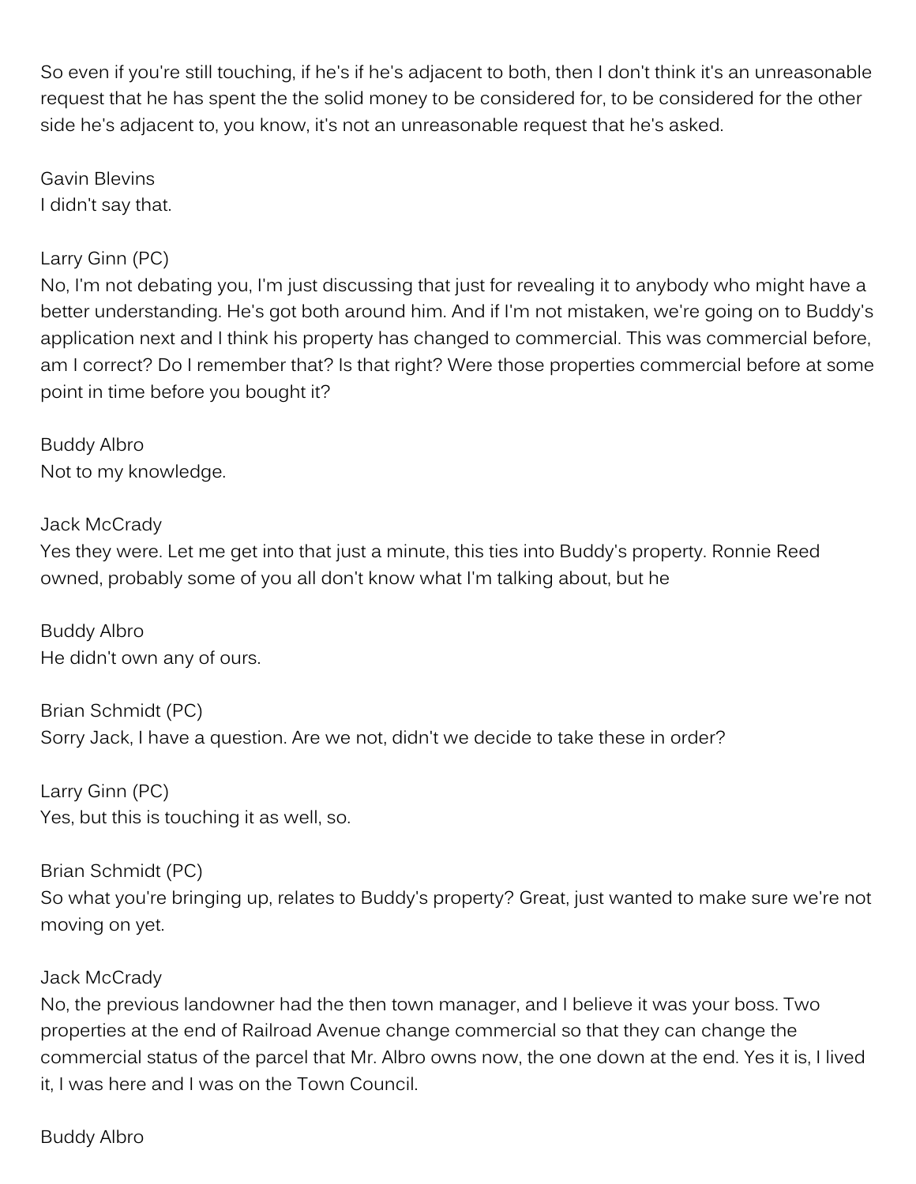So even if you're still touching, if he's if he's adjacent to both, then I don't think it's an unreasonable request that he has spent the the solid money to be considered for, to be considered for the other side he's adjacent to, you know, it's not an unreasonable request that he's asked.

Gavin Blevins
I didn't say that.

Larry Ginn (PC)
No, I'm not debating you, I'm just discussing that just for revealing it to anybody who might have a better understanding. He's got both around him. And if I'm not mistaken, we're going on to Buddy's application next and I think his property has changed to commercial. This was commercial before, am I correct? Do I remember that? Is that right? Were those properties commercial before at some point in time before you bought it?

Buddy Albro
Not to my knowledge.

Jack McCrady
Yes they were. Let me get into that just a minute, this ties into Buddy's property. Ronnie Reed owned, probably some of you all don't know what I'm talking about, but he

Buddy Albro
He didn't own any of ours.

Brian Schmidt (PC)
Sorry Jack, I have a question. Are we not, didn't we decide to take these in order?

Larry Ginn (PC)
Yes, but this is touching it as well, so.

Brian Schmidt (PC)
So what you're bringing up, relates to Buddy's property? Great, just wanted to make sure we're not moving on yet.

Jack McCrady
No, the previous landowner had the then town manager, and I believe it was your boss. Two properties at the end of Railroad Avenue change commercial so that they can change the commercial status of the parcel that Mr. Albro owns now, the one down at the end. Yes it is, I lived it, I was here and I was on the Town Council.

Buddy Albro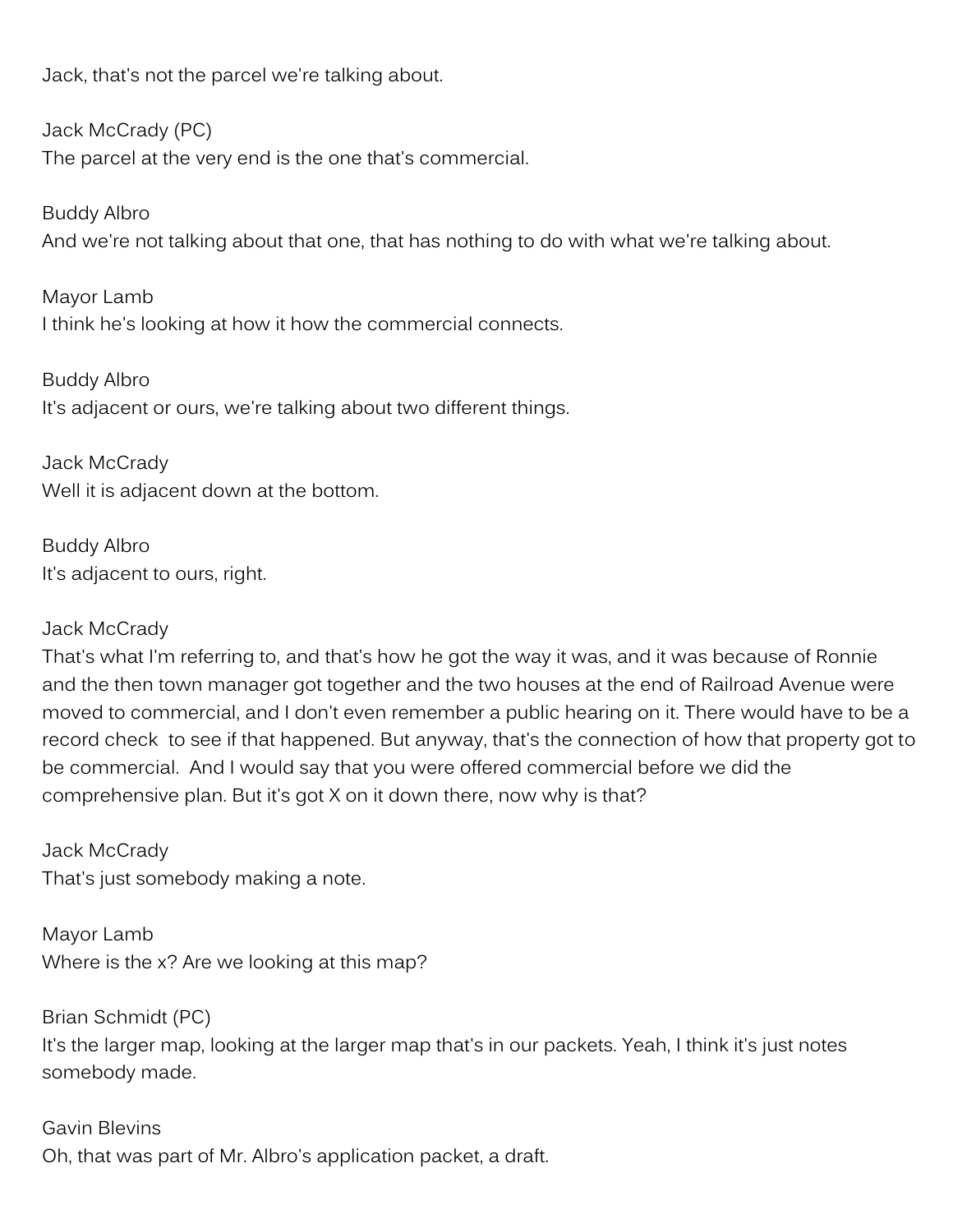Jack, that's not the parcel we're talking about.

Jack McCrady (PC)
The parcel at the very end is the one that's commercial.

Buddy Albro
And we're not talking about that one, that has nothing to do with what we're talking about.

Mayor Lamb
I think he's looking at how it how the commercial connects.

Buddy Albro
It's adjacent or ours, we're talking about two different things.

Jack McCrady
Well it is adjacent down at the bottom.

Buddy Albro
It's adjacent to ours, right.

Jack McCrady
That's what I'm referring to, and that's how he got the way it was, and it was because of Ronnie and the then town manager got together and the two houses at the end of Railroad Avenue were moved to commercial, and I don't even remember a public hearing on it. There would have to be a record check to see if that happened. But anyway, that's the connection of how that property got to be commercial. And I would say that you were offered commercial before we did the comprehensive plan. But it's got X on it down there, now why is that?

Jack McCrady
That's just somebody making a note.

Mayor Lamb
Where is the x? Are we looking at this map?

Brian Schmidt (PC)
It's the larger map, looking at the larger map that's in our packets. Yeah, I think it's just notes somebody made.

Gavin Blevins
Oh, that was part of Mr. Albro's application packet, a draft.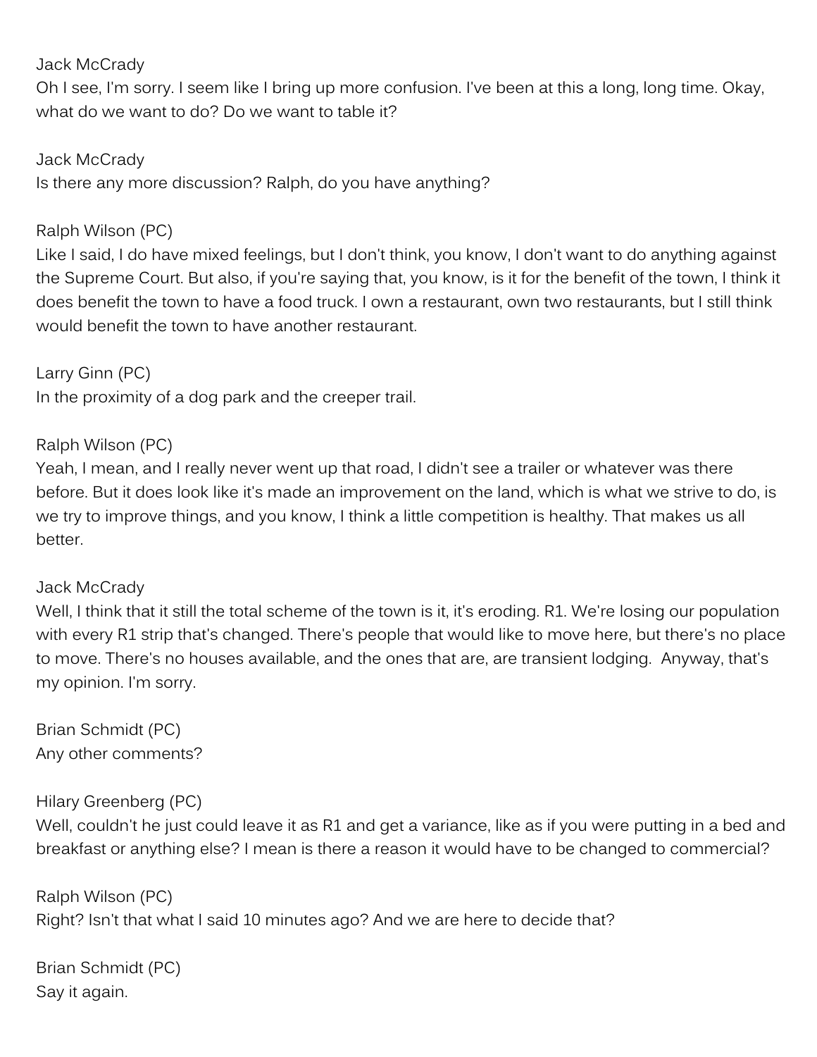Jack McCrady
Oh I see, I'm sorry. I seem like I bring up more confusion. I've been at this a long, long time. Okay, what do we want to do? Do we want to table it?

Jack McCrady
Is there any more discussion? Ralph, do you have anything?

Ralph Wilson (PC)
Like I said, I do have mixed feelings, but I don't think, you know, I don't want to do anything against the Supreme Court. But also, if you're saying that, you know, is it for the benefit of the town, I think it does benefit the town to have a food truck. I own a restaurant, own two restaurants, but I still think would benefit the town to have another restaurant.

Larry Ginn (PC)
In the proximity of a dog park and the creeper trail.

Ralph Wilson (PC)
Yeah, I mean, and I really never went up that road, I didn't see a trailer or whatever was there before. But it does look like it's made an improvement on the land, which is what we strive to do, is we try to improve things, and you know, I think a little competition is healthy. That makes us all better.

Jack McCrady
Well, I think that it still the total scheme of the town is it, it's eroding. R1. We're losing our population with every R1 strip that's changed. There's people that would like to move here, but there's no place to move. There's no houses available, and the ones that are, are transient lodging. Anyway, that's my opinion. I'm sorry.

Brian Schmidt (PC)
Any other comments?

Hilary Greenberg (PC)
Well, couldn't he just could leave it as R1 and get a variance, like as if you were putting in a bed and breakfast or anything else? I mean is there a reason it would have to be changed to commercial?

Ralph Wilson (PC)
Right? Isn't that what I said 10 minutes ago? And we are here to decide that?

Brian Schmidt (PC)
Say it again.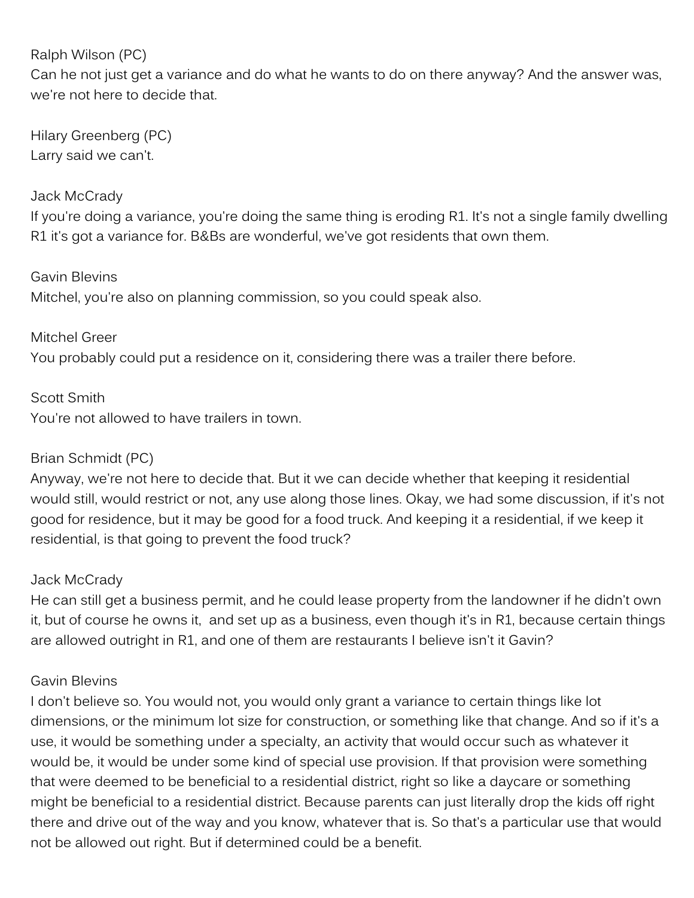Ralph Wilson (PC)
Can he not just get a variance and do what he wants to do on there anyway? And the answer was, we're not here to decide that.

Hilary Greenberg (PC)
Larry said we can't.

Jack McCrady
If you're doing a variance, you're doing the same thing is eroding R1. It's not a single family dwelling R1 it's got a variance for. B&Bs are wonderful, we've got residents that own them.

Gavin Blevins
Mitchel, you're also on planning commission, so you could speak also.

Mitchel Greer
You probably could put a residence on it, considering there was a trailer there before.

Scott Smith
You're not allowed to have trailers in town.

Brian Schmidt (PC)
Anyway, we're not here to decide that. But it we can decide whether that keeping it residential would still, would restrict or not, any use along those lines. Okay, we had some discussion, if it's not good for residence, but it may be good for a food truck. And keeping it a residential, if we keep it residential, is that going to prevent the food truck?

Jack McCrady
He can still get a business permit, and he could lease property from the landowner if he didn't own it, but of course he owns it, and set up as a business, even though it's in R1, because certain things are allowed outright in R1, and one of them are restaurants I believe isn't it Gavin?

Gavin Blevins
I don't believe so. You would not, you would only grant a variance to certain things like lot dimensions, or the minimum lot size for construction, or something like that change. And so if it's a use, it would be something under a specialty, an activity that would occur such as whatever it would be, it would be under some kind of special use provision. If that provision were something that were deemed to be beneficial to a residential district, right so like a daycare or something might be beneficial to a residential district. Because parents can just literally drop the kids off right there and drive out of the way and you know, whatever that is. So that's a particular use that would not be allowed out right. But if determined could be a benefit.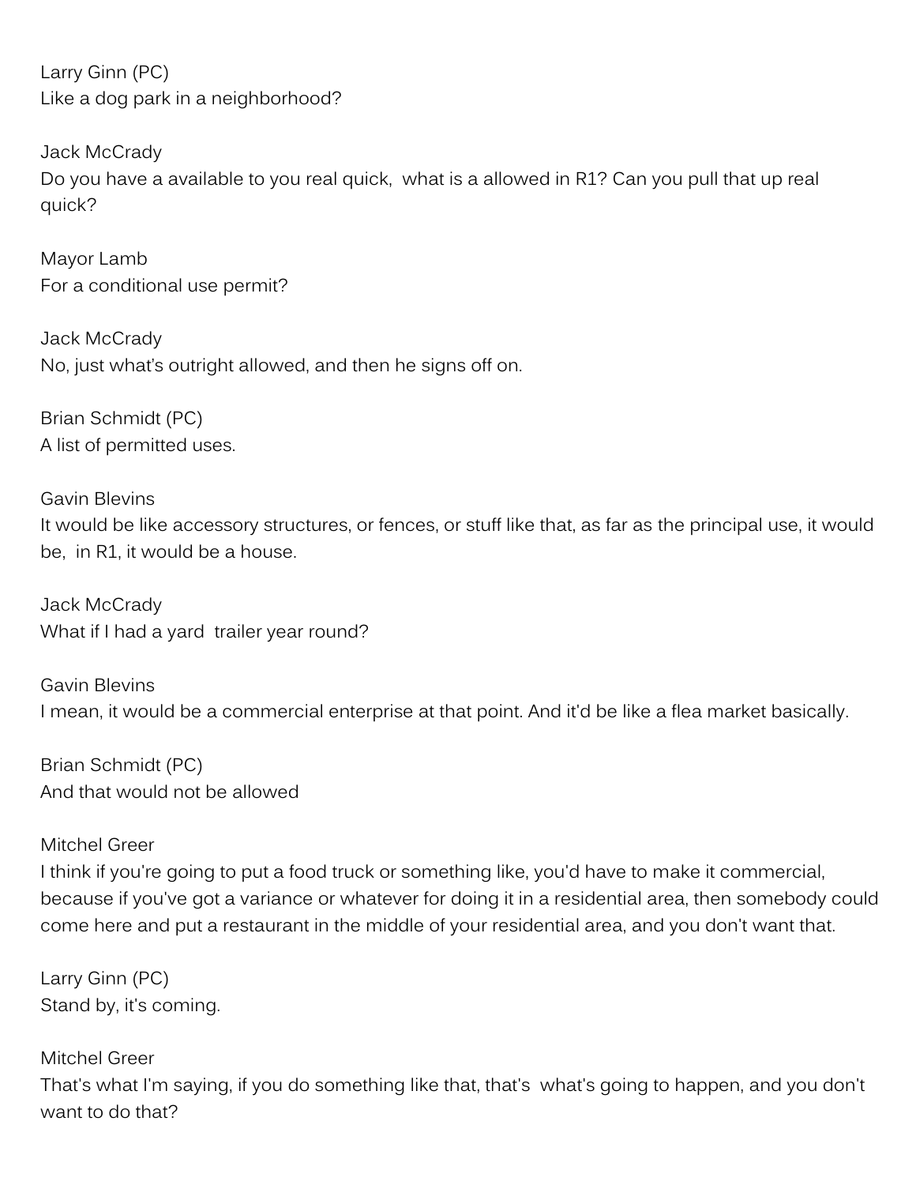Larry Ginn (PC)
Like a dog park in a neighborhood?

Jack McCrady
Do you have a available to you real quick, what is a allowed in R1? Can you pull that up real quick?

Mayor Lamb
For a conditional use permit?

Jack McCrady
No, just what's outright allowed, and then he signs off on.

Brian Schmidt (PC)
A list of permitted uses.

Gavin Blevins
It would be like accessory structures, or fences, or stuff like that, as far as the principal use, it would be, in R1, it would be a house.

Jack McCrady
What if I had a yard trailer year round?

Gavin Blevins
I mean, it would be a commercial enterprise at that point. And it'd be like a flea market basically.

Brian Schmidt (PC)
And that would not be allowed

Mitchel Greer
I think if you're going to put a food truck or something like, you'd have to make it commercial, because if you've got a variance or whatever for doing it in a residential area, then somebody could come here and put a restaurant in the middle of your residential area, and you don't want that.

Larry Ginn (PC)
Stand by, it's coming.

Mitchel Greer
That's what I'm saying, if you do something like that, that's what's going to happen, and you don't want to do that?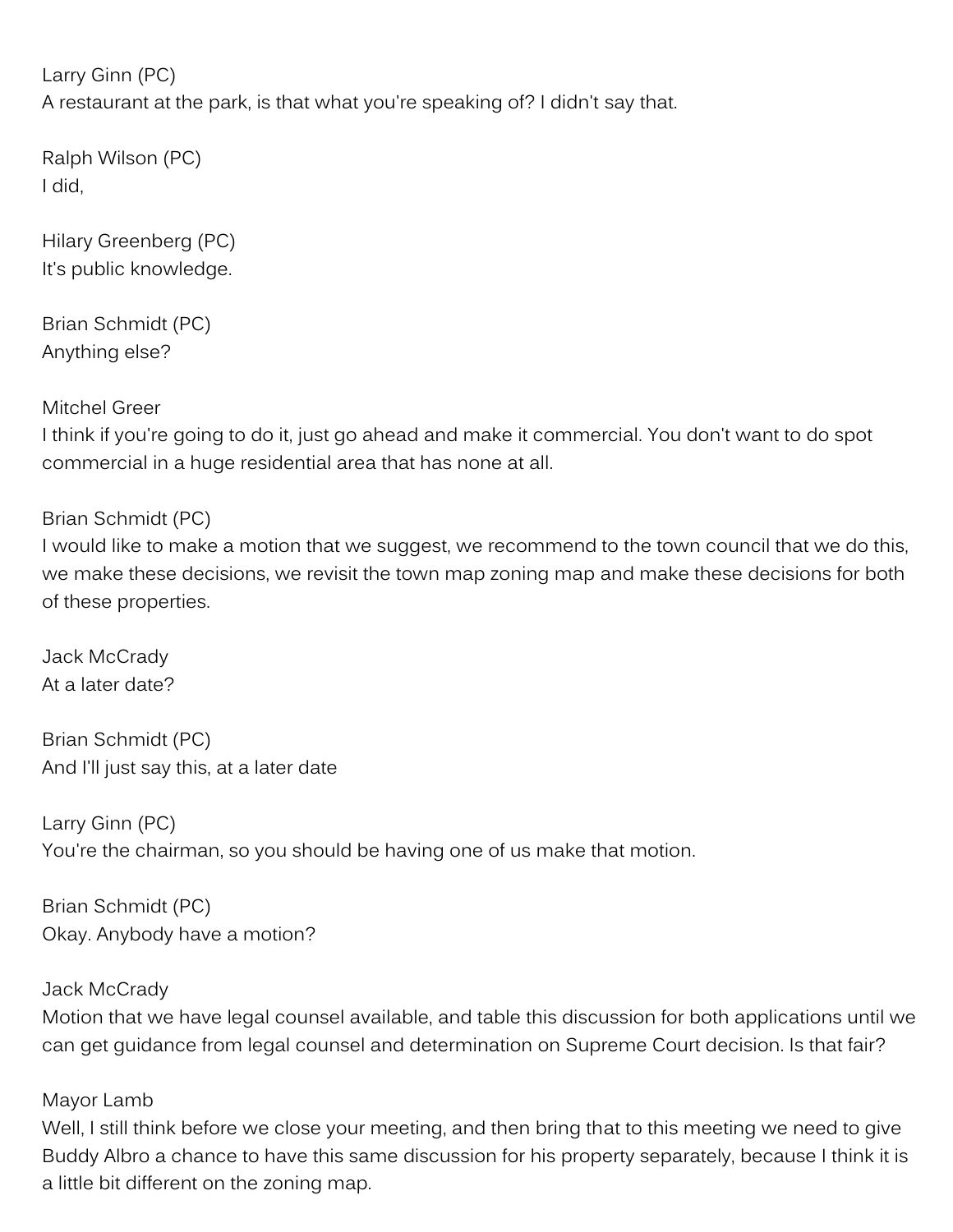Larry Ginn (PC)
A restaurant at the park, is that what you're speaking of? I didn't say that.

Ralph Wilson (PC)
I did,

Hilary Greenberg (PC)
It's public knowledge.

Brian Schmidt (PC)
Anything else?

Mitchel Greer
I think if you're going to do it, just go ahead and make it commercial. You don't want to do spot commercial in a huge residential area that has none at all.

Brian Schmidt (PC)
I would like to make a motion that we suggest, we recommend to the town council that we do this, we make these decisions, we revisit the town map zoning map and make these decisions for both of these properties.

Jack McCrady
At a later date?

Brian Schmidt (PC)
And I'll just say this, at a later date

Larry Ginn (PC)
You're the chairman, so you should be having one of us make that motion.

Brian Schmidt (PC)
Okay. Anybody have a motion?

Jack McCrady
Motion that we have legal counsel available, and table this discussion for both applications until we can get guidance from legal counsel and determination on Supreme Court decision. Is that fair?

Mayor Lamb
Well, I still think before we close your meeting, and then bring that to this meeting we need to give Buddy Albro a chance to have this same discussion for his property separately, because I think it is a little bit different on the zoning map.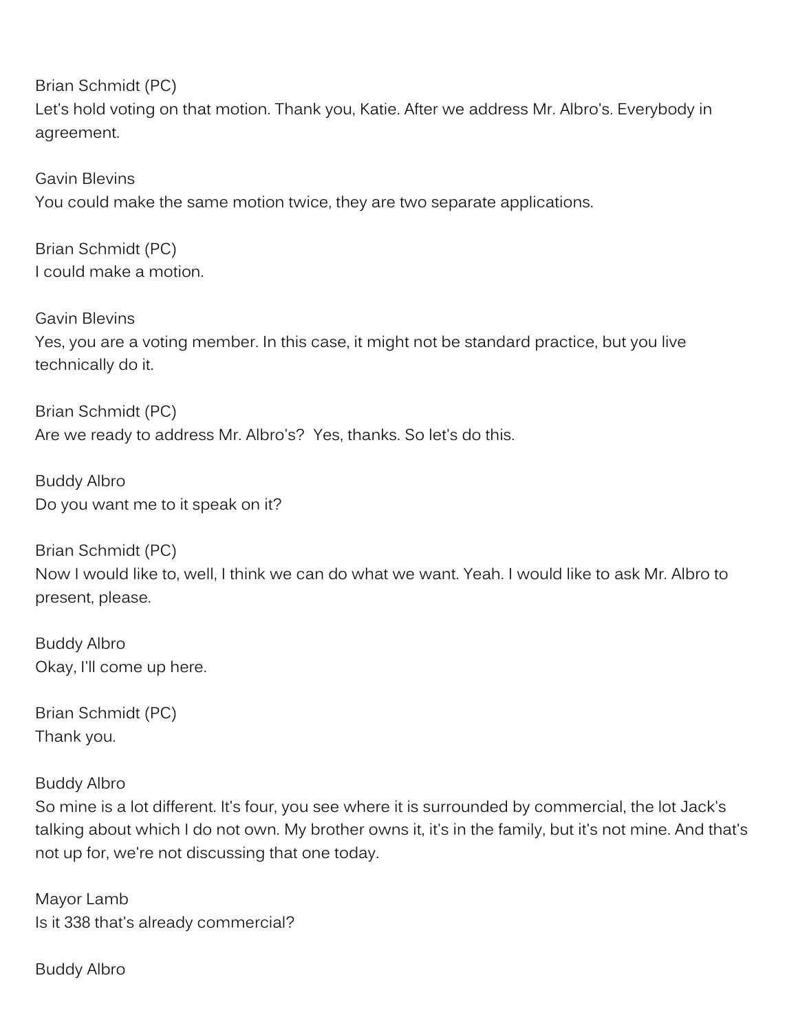Brian Schmidt (PC)
Let's hold voting on that motion. Thank you, Katie. After we address Mr. Albro's. Everybody in agreement.

Gavin Blevins
You could make the same motion twice, they are two separate applications.

Brian Schmidt (PC)
I could make a motion.

Gavin Blevins
Yes, you are a voting member. In this case, it might not be standard practice, but you live technically do it.

Brian Schmidt (PC)
Are we ready to address Mr. Albro's? Yes, thanks. So let's do this.

Buddy Albro
Do you want me to it speak on it?

Brian Schmidt (PC)
Now I would like to, well, I think we can do what we want. Yeah. I would like to ask Mr. Albro to present, please.

Buddy Albro
Okay, I'll come up here.

Brian Schmidt (PC)
Thank you.

Buddy Albro
So mine is a lot different. It's four, you see where it is surrounded by commercial, the lot Jack's talking about which I do not own. My brother owns it, it's in the family, but it's not mine. And that's not up for, we're not discussing that one today.

Mayor Lamb
Is it 338 that's already commercial?

Buddy Albro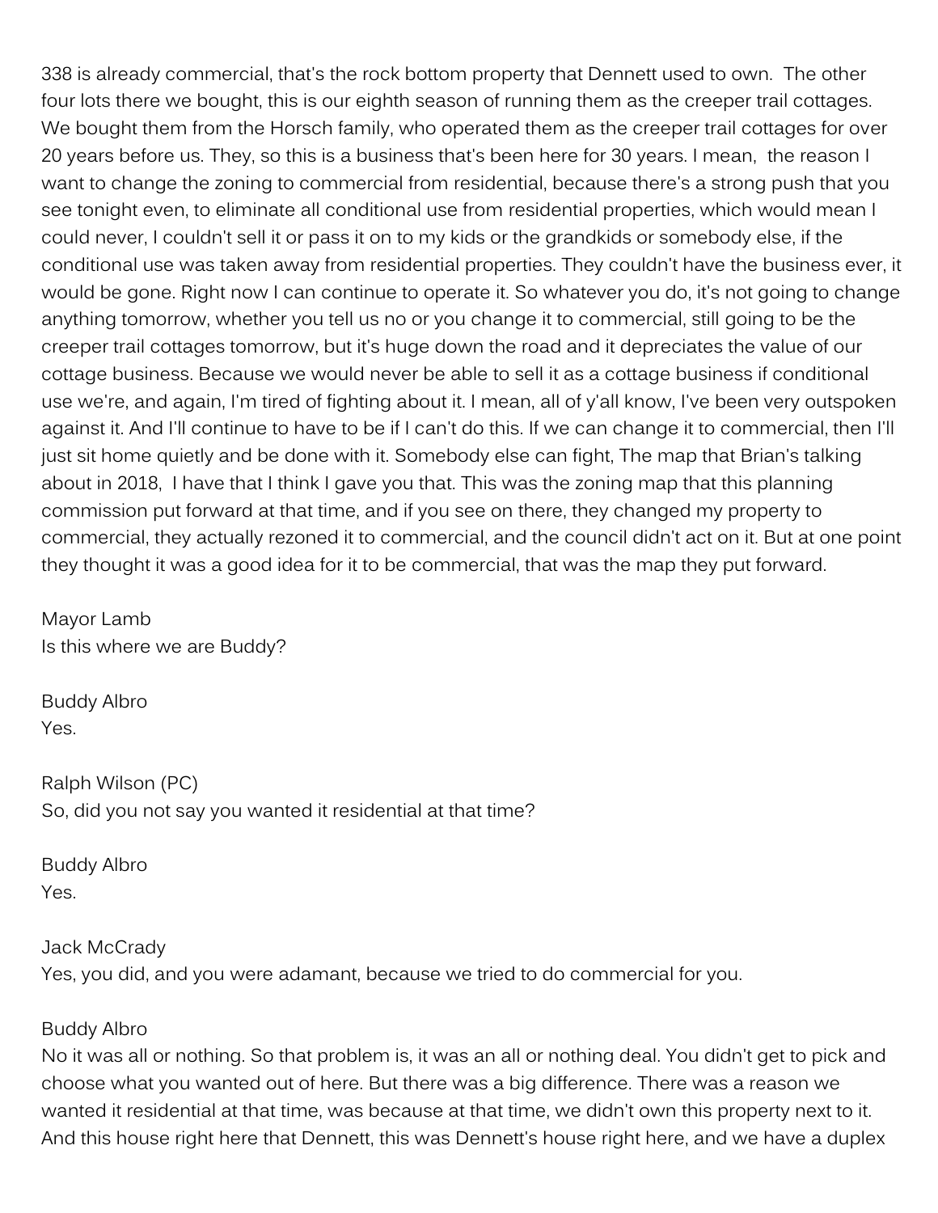338 is already commercial, that's the rock bottom property that Dennett used to own. The other four lots there we bought, this is our eighth season of running them as the creeper trail cottages. We bought them from the Horsch family, who operated them as the creeper trail cottages for over 20 years before us. They, so this is a business that's been here for 30 years. I mean, the reason I want to change the zoning to commercial from residential, because there's a strong push that you see tonight even, to eliminate all conditional use from residential properties, which would mean I could never, I couldn't sell it or pass it on to my kids or the grandkids or somebody else, if the conditional use was taken away from residential properties. They couldn't have the business ever, it would be gone. Right now I can continue to operate it. So whatever you do, it's not going to change anything tomorrow, whether you tell us no or you change it to commercial, still going to be the creeper trail cottages tomorrow, but it's huge down the road and it depreciates the value of our cottage business. Because we would never be able to sell it as a cottage business if conditional use we're, and again, I'm tired of fighting about it. I mean, all of y'all know, I've been very outspoken against it. And I'll continue to have to be if I can't do this. If we can change it to commercial, then I'll just sit home quietly and be done with it. Somebody else can fight, The map that Brian's talking about in 2018, I have that I think I gave you that. This was the zoning map that this planning commission put forward at that time, and if you see on there, they changed my property to commercial, they actually rezoned it to commercial, and the council didn't act on it. But at one point they thought it was a good idea for it to be commercial, that was the map they put forward.

Mayor Lamb
Is this where we are Buddy?

Buddy Albro
Yes.

Ralph Wilson (PC)
So, did you not say you wanted it residential at that time?

Buddy Albro
Yes.

Jack McCrady
Yes, you did, and you were adamant, because we tried to do commercial for you.

Buddy Albro
No it was all or nothing. So that problem is, it was an all or nothing deal. You didn't get to pick and choose what you wanted out of here. But there was a big difference. There was a reason we wanted it residential at that time, was because at that time, we didn't own this property next to it. And this house right here that Dennett, this was Dennett's house right here, and we have a duplex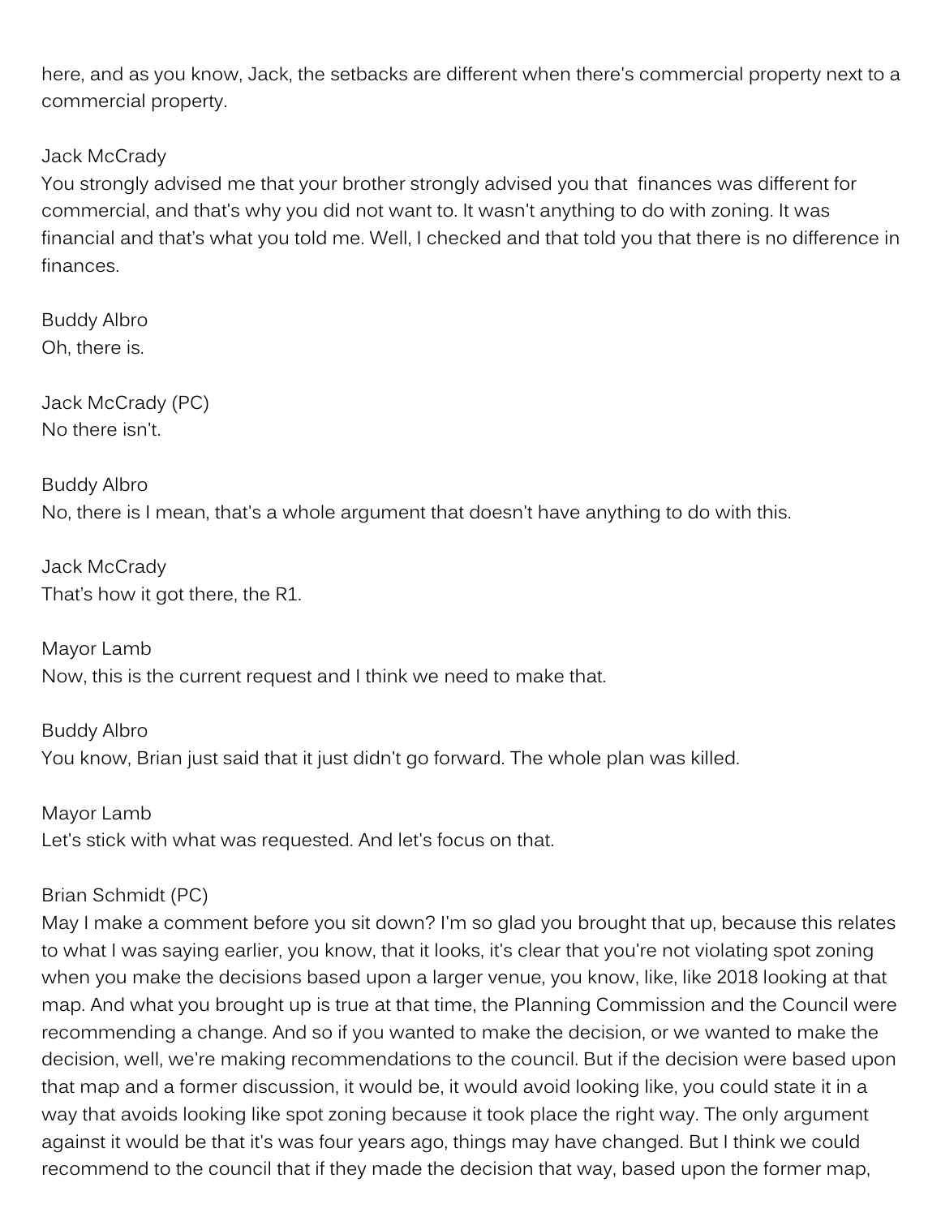here, and as you know, Jack, the setbacks are different when there's commercial property next to a commercial property.

Jack McCrady
You strongly advised me that your brother strongly advised you that finances was different for commercial, and that's why you did not want to. It wasn't anything to do with zoning. It was financial and that's what you told me. Well, I checked and that told you that there is no difference in finances.

Buddy Albro
Oh, there is.

Jack McCrady (PC)
No there isn't.

Buddy Albro
No, there is I mean, that's a whole argument that doesn't have anything to do with this.

Jack McCrady
That's how it got there, the R1.

Mayor Lamb
Now, this is the current request and I think we need to make that.

Buddy Albro
You know, Brian just said that it just didn't go forward. The whole plan was killed.

Mayor Lamb
Let's stick with what was requested. And let's focus on that.

Brian Schmidt (PC)
May I make a comment before you sit down? I'm so glad you brought that up, because this relates to what I was saying earlier, you know, that it looks, it's clear that you're not violating spot zoning when you make the decisions based upon a larger venue, you know, like, like 2018 looking at that map. And what you brought up is true at that time, the Planning Commission and the Council were recommending a change. And so if you wanted to make the decision, or we wanted to make the decision, well, we're making recommendations to the council. But if the decision were based upon that map and a former discussion, it would be, it would avoid looking like, you could state it in a way that avoids looking like spot zoning because it took place the right way. The only argument against it would be that it's was four years ago, things may have changed. But I think we could recommend to the council that if they made the decision that way, based upon the former map,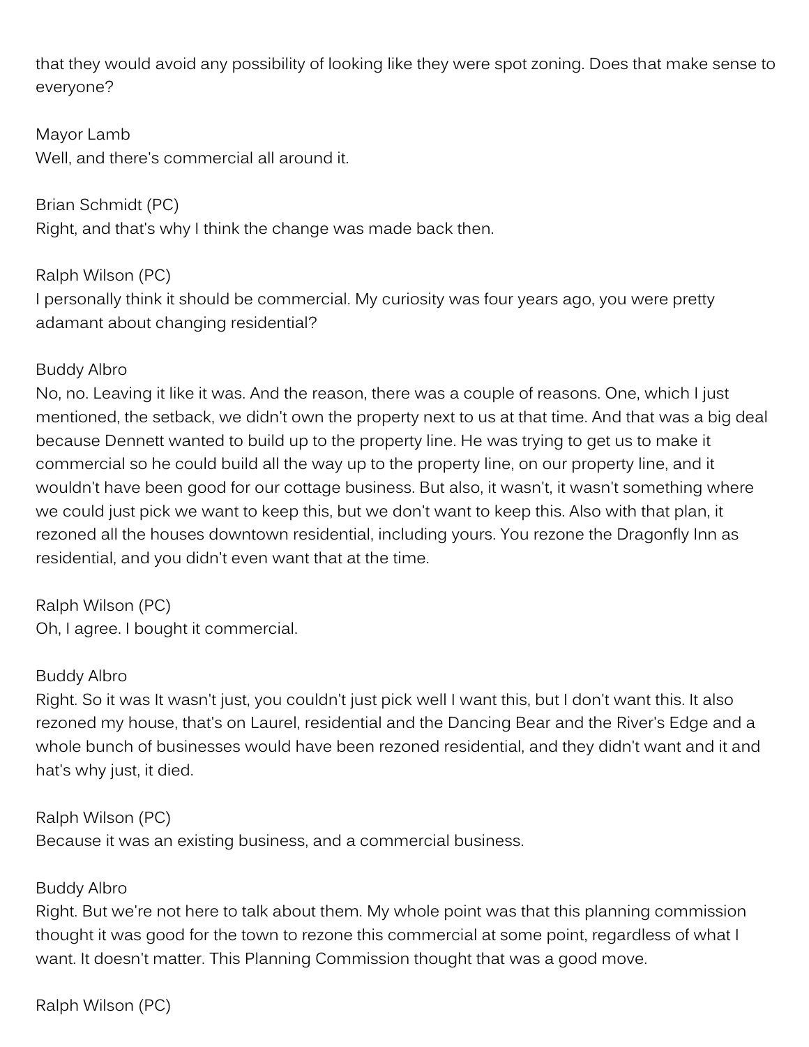that they would avoid any possibility of looking like they were spot zoning. Does that make sense to everyone?

Mayor Lamb
Well, and there's commercial all around it.

Brian Schmidt (PC)
Right, and that's why I think the change was made back then.

Ralph Wilson (PC)
I personally think it should be commercial. My curiosity was four years ago, you were pretty adamant about changing residential?

Buddy Albro
No, no. Leaving it like it was. And the reason, there was a couple of reasons. One, which I just mentioned, the setback, we didn't own the property next to us at that time. And that was a big deal because Dennett wanted to build up to the property line. He was trying to get us to make it commercial so he could build all the way up to the property line, on our property line, and it wouldn't have been good for our cottage business. But also, it wasn't, it wasn't something where we could just pick we want to keep this, but we don't want to keep this. Also with that plan, it rezoned all the houses downtown residential, including yours. You rezone the Dragonfly Inn as residential, and you didn't even want that at the time.

Ralph Wilson (PC)
Oh, I agree. I bought it commercial.

Buddy Albro
Right. So it was It wasn't just, you couldn't just pick well I want this, but I don't want this. It also rezoned my house, that's on Laurel, residential and the Dancing Bear and the River's Edge and a whole bunch of businesses would have been rezoned residential, and they didn't want and it and hat's why just, it died.

Ralph Wilson (PC)
Because it was an existing business, and a commercial business.

Buddy Albro
Right. But we're not here to talk about them. My whole point was that this planning commission thought it was good for the town to rezone this commercial at some point, regardless of what I want. It doesn't matter. This Planning Commission thought that was a good move.

Ralph Wilson (PC)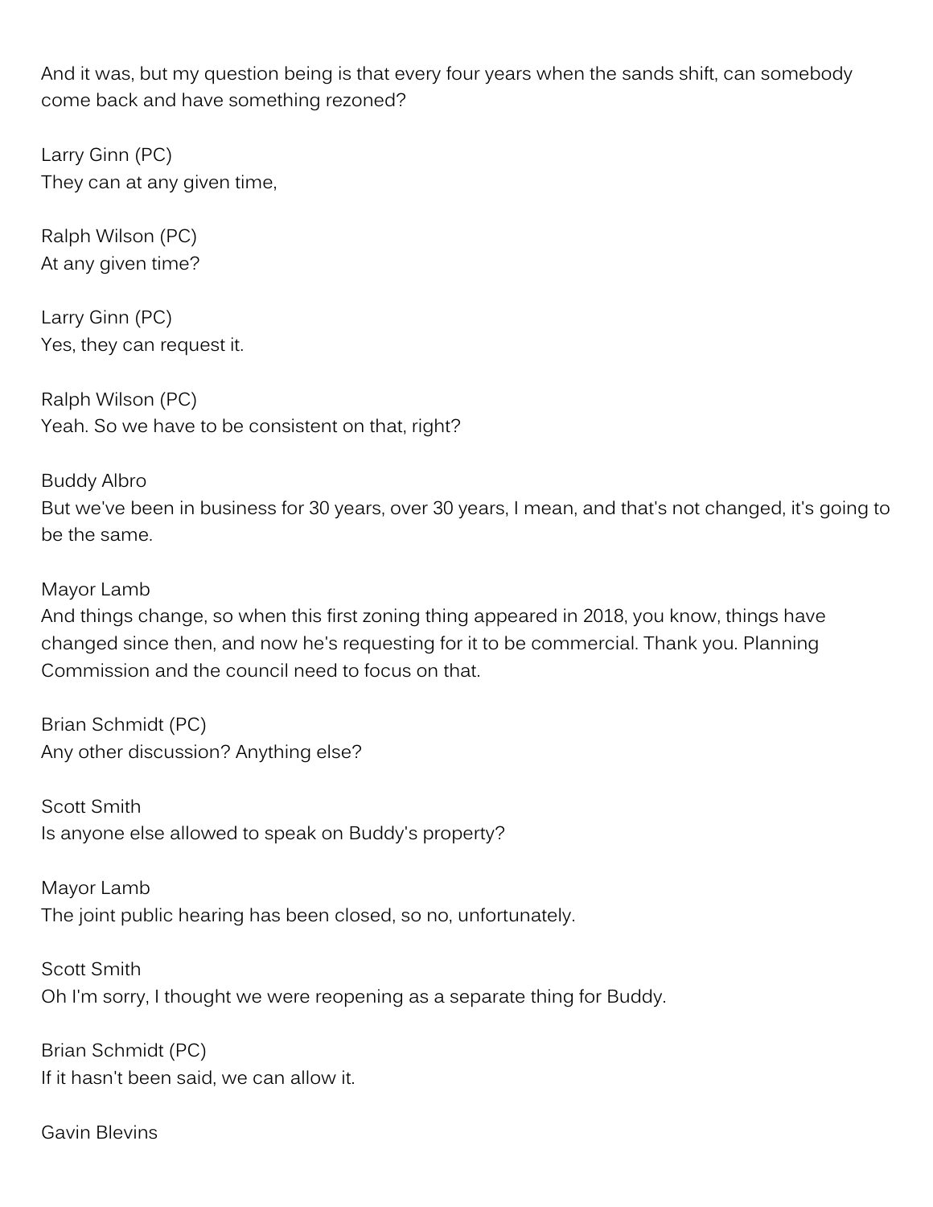And it was, but my question being is that every four years when the sands shift, can somebody come back and have something rezoned?

Larry Ginn (PC)
They can at any given time,

Ralph Wilson (PC)
At any given time?

Larry Ginn (PC)
Yes, they can request it.

Ralph Wilson (PC)
Yeah. So we have to be consistent on that, right?

Buddy Albro
But we've been in business for 30 years, over 30 years, I mean, and that's not changed, it's going to be the same.

Mayor Lamb
And things change, so when this first zoning thing appeared in 2018, you know, things have changed since then, and now he's requesting for it to be commercial. Thank you. Planning Commission and the council need to focus on that.

Brian Schmidt (PC)
Any other discussion? Anything else?

Scott Smith
Is anyone else allowed to speak on Buddy's property?

Mayor Lamb
The joint public hearing has been closed, so no, unfortunately.

Scott Smith
Oh I'm sorry, I thought we were reopening as a separate thing for Buddy.

Brian Schmidt (PC)
If it hasn't been said, we can allow it.

Gavin Blevins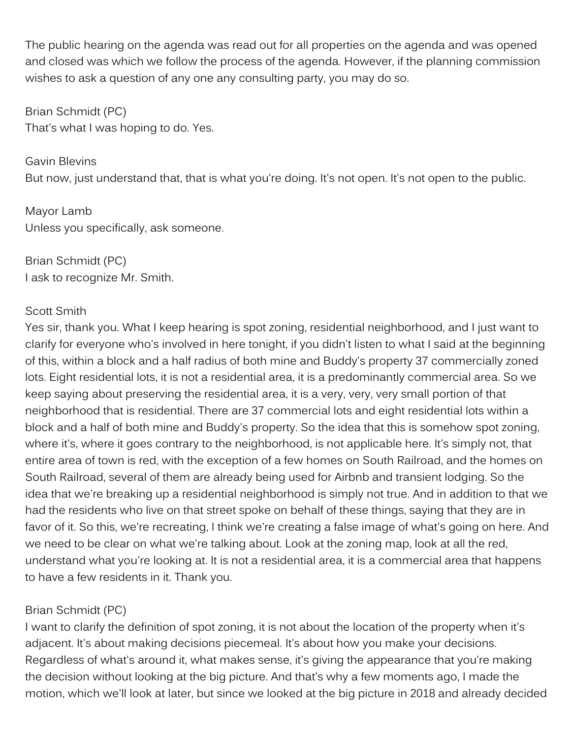The public hearing on the agenda was read out for all properties on the agenda and was opened and closed was which we follow the process of the agenda. However, if the planning commission wishes to ask a question of any one any consulting party, you may do so.

Brian Schmidt (PC)
That's what I was hoping to do. Yes.

Gavin Blevins
But now, just understand that, that is what you're doing. It's not open. It's not open to the public.

Mayor Lamb
Unless you specifically, ask someone.

Brian Schmidt (PC)
I ask to recognize Mr. Smith.

Scott Smith
Yes sir, thank you. What I keep hearing is spot zoning, residential neighborhood, and I just want to clarify for everyone who's involved in here tonight, if you didn't listen to what I said at the beginning of this, within a block and a half radius of both mine and Buddy's property 37 commercially zoned lots. Eight residential lots, it is not a residential area, it is a predominantly commercial area. So we keep saying about preserving the residential area, it is a very, very, very small portion of that neighborhood that is residential. There are 37 commercial lots and eight residential lots within a block and a half of both mine and Buddy's property. So the idea that this is somehow spot zoning, where it's, where it goes contrary to the neighborhood, is not applicable here. It's simply not, that entire area of town is red, with the exception of a few homes on South Railroad, and the homes on South Railroad, several of them are already being used for Airbnb and transient lodging. So the idea that we're breaking up a residential neighborhood is simply not true. And in addition to that we had the residents who live on that street spoke on behalf of these things, saying that they are in favor of it. So this, we're recreating, I think we're creating a false image of what's going on here. And we need to be clear on what we're talking about. Look at the zoning map, look at all the red, understand what you're looking at. It is not a residential area, it is a commercial area that happens to have a few residents in it. Thank you.

Brian Schmidt (PC)
I want to clarify the definition of spot zoning, it is not about the location of the property when it's adjacent. It's about making decisions piecemeal. It's about how you make your decisions. Regardless of what's around it, what makes sense, it's giving the appearance that you're making the decision without looking at the big picture. And that's why a few moments ago, I made the motion, which we'll look at later, but since we looked at the big picture in 2018 and already decided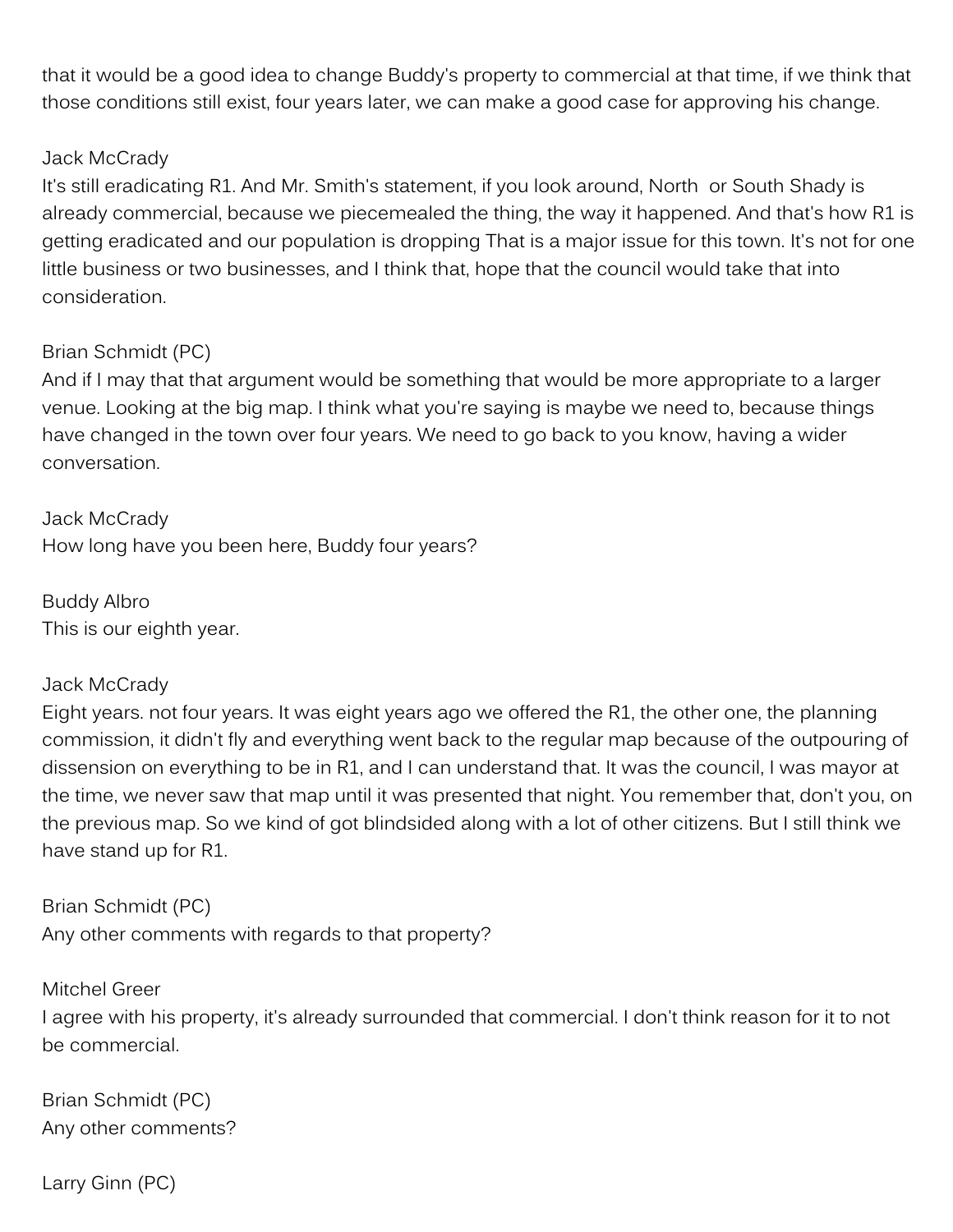that it would be a good idea to change Buddy's property to commercial at that time, if we think that those conditions still exist, four years later, we can make a good case for approving his change.

Jack McCrady
It's still eradicating R1. And Mr. Smith's statement, if you look around, North or South Shady is already commercial, because we piecemealed the thing, the way it happened. And that's how R1 is getting eradicated and our population is dropping That is a major issue for this town. It's not for one little business or two businesses, and I think that, hope that the council would take that into consideration.

Brian Schmidt (PC)
And if I may that that argument would be something that would be more appropriate to a larger venue. Looking at the big map. I think what you're saying is maybe we need to, because things have changed in the town over four years. We need to go back to you know, having a wider conversation.

Jack McCrady
How long have you been here, Buddy four years?

Buddy Albro
This is our eighth year.

Jack McCrady
Eight years. not four years. It was eight years ago we offered the R1, the other one, the planning commission, it didn't fly and everything went back to the regular map because of the outpouring of dissension on everything to be in R1, and I can understand that. It was the council, I was mayor at the time, we never saw that map until it was presented that night. You remember that, don't you, on the previous map. So we kind of got blindsided along with a lot of other citizens. But I still think we have stand up for R1.

Brian Schmidt (PC)
Any other comments with regards to that property?

Mitchel Greer
I agree with his property, it's already surrounded that commercial. I don't think reason for it to not be commercial.

Brian Schmidt (PC)
Any other comments?

Larry Ginn (PC)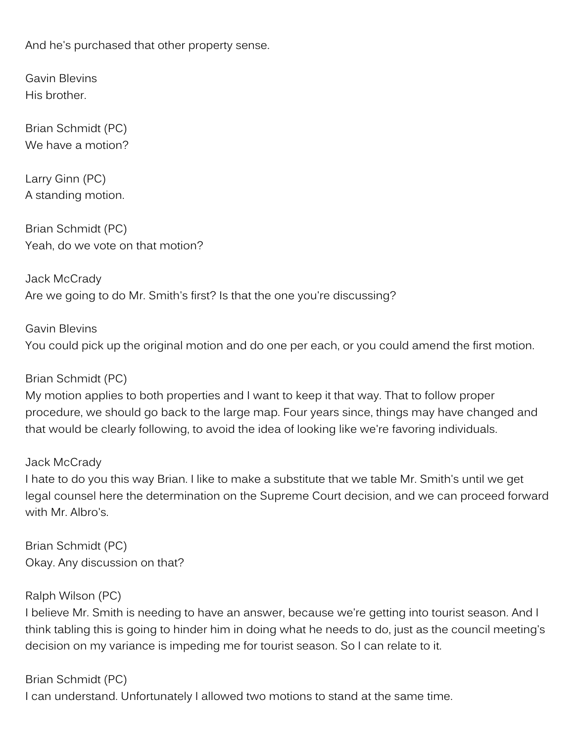And he's purchased that other property sense.

Gavin Blevins
His brother.

Brian Schmidt (PC)
We have a motion?

Larry Ginn (PC)
A standing motion.

Brian Schmidt (PC)
Yeah, do we vote on that motion?

Jack McCrady
Are we going to do Mr. Smith's first? Is that the one you're discussing?

Gavin Blevins
You could pick up the original motion and do one per each, or you could amend the first motion.

Brian Schmidt (PC)
My motion applies to both properties and I want to keep it that way. That to follow proper procedure, we should go back to the large map. Four years since, things may have changed and that would be clearly following, to avoid the idea of looking like we're favoring individuals.

Jack McCrady
I hate to do you this way Brian. I like to make a substitute that we table Mr. Smith's until we get legal counsel here the determination on the Supreme Court decision, and we can proceed forward with Mr. Albro's.

Brian Schmidt (PC)
Okay. Any discussion on that?

Ralph Wilson (PC)
I believe Mr. Smith is needing to have an answer, because we're getting into tourist season. And I think tabling this is going to hinder him in doing what he needs to do, just as the council meeting's decision on my variance is impeding me for tourist season. So I can relate to it.

Brian Schmidt (PC)
I can understand. Unfortunately I allowed two motions to stand at the same time.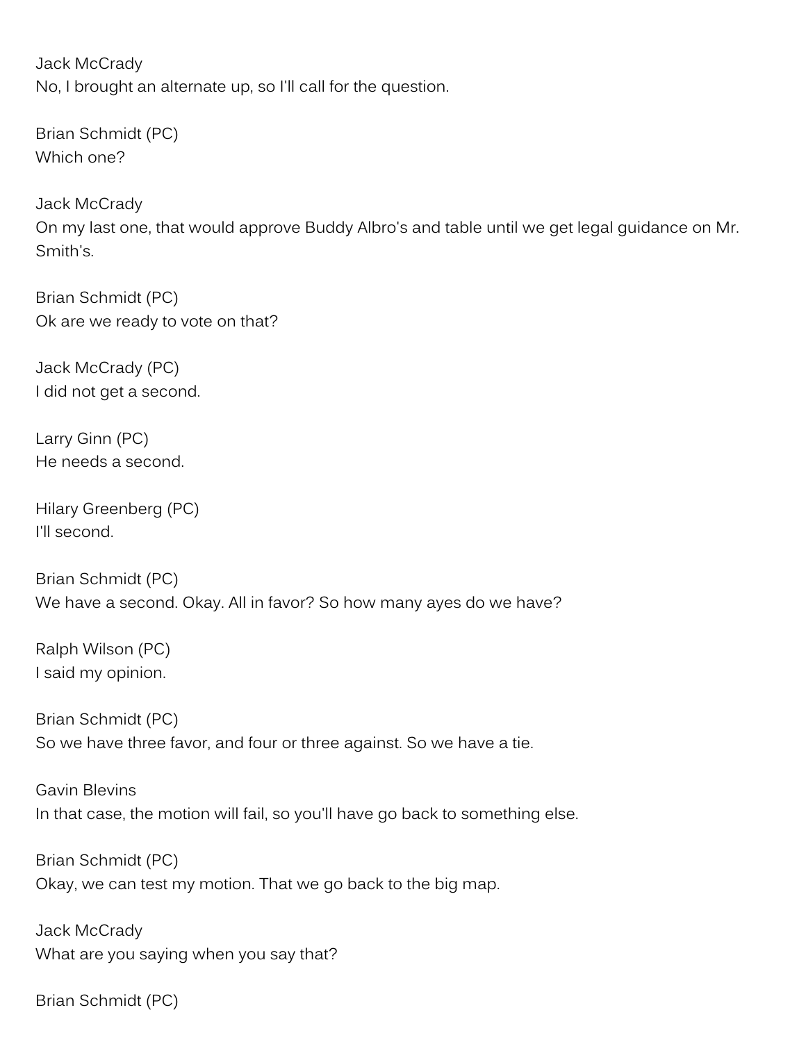Jack McCrady
No, I brought an alternate up, so I'll call for the question.

Brian Schmidt (PC)
Which one?

Jack McCrady
On my last one, that would approve Buddy Albro's and table until we get legal guidance on Mr. Smith's.

Brian Schmidt (PC)
Ok are we ready to vote on that?

Jack McCrady (PC)
I did not get a second.

Larry Ginn (PC)
He needs a second.

Hilary Greenberg (PC)
I'll second.

Brian Schmidt (PC)
We have a second. Okay. All in favor? So how many ayes do we have?

Ralph Wilson (PC)
I said my opinion.

Brian Schmidt (PC)
So we have three favor, and four or three against. So we have a tie.

Gavin Blevins
In that case, the motion will fail, so you'll have go back to something else.

Brian Schmidt (PC)
Okay, we can test my motion. That we go back to the big map.

Jack McCrady
What are you saying when you say that?

Brian Schmidt (PC)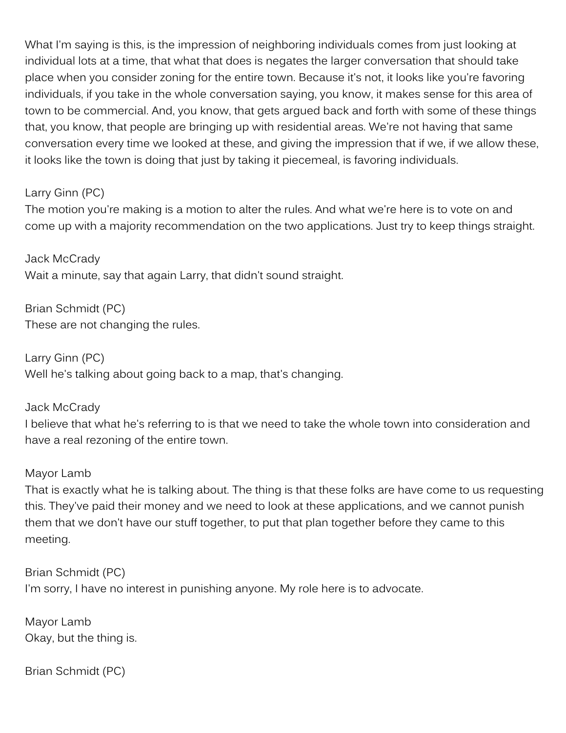What I'm saying is this, is the impression of neighboring individuals comes from just looking at individual lots at a time, that what that does is negates the larger conversation that should take place when you consider zoning for the entire town. Because it's not, it looks like you're favoring individuals, if you take in the whole conversation saying, you know, it makes sense for this area of town to be commercial. And, you know, that gets argued back and forth with some of these things that, you know, that people are bringing up with residential areas. We're not having that same conversation every time we looked at these, and giving the impression that if we, if we allow these, it looks like the town is doing that just by taking it piecemeal, is favoring individuals.

Larry Ginn (PC)
The motion you're making is a motion to alter the rules. And what we're here is to vote on and come up with a majority recommendation on the two applications. Just try to keep things straight.

Jack McCrady
Wait a minute, say that again Larry, that didn't sound straight.

Brian Schmidt (PC)
These are not changing the rules.

Larry Ginn (PC)
Well he's talking about going back to a map, that's changing.

Jack McCrady
I believe that what he's referring to is that we need to take the whole town into consideration and have a real rezoning of the entire town.

Mayor Lamb
That is exactly what he is talking about. The thing is that these folks are have come to us requesting this. They've paid their money and we need to look at these applications, and we cannot punish them that we don't have our stuff together, to put that plan together before they came to this meeting.

Brian Schmidt (PC)
I'm sorry, I have no interest in punishing anyone. My role here is to advocate.

Mayor Lamb
Okay, but the thing is.

Brian Schmidt (PC)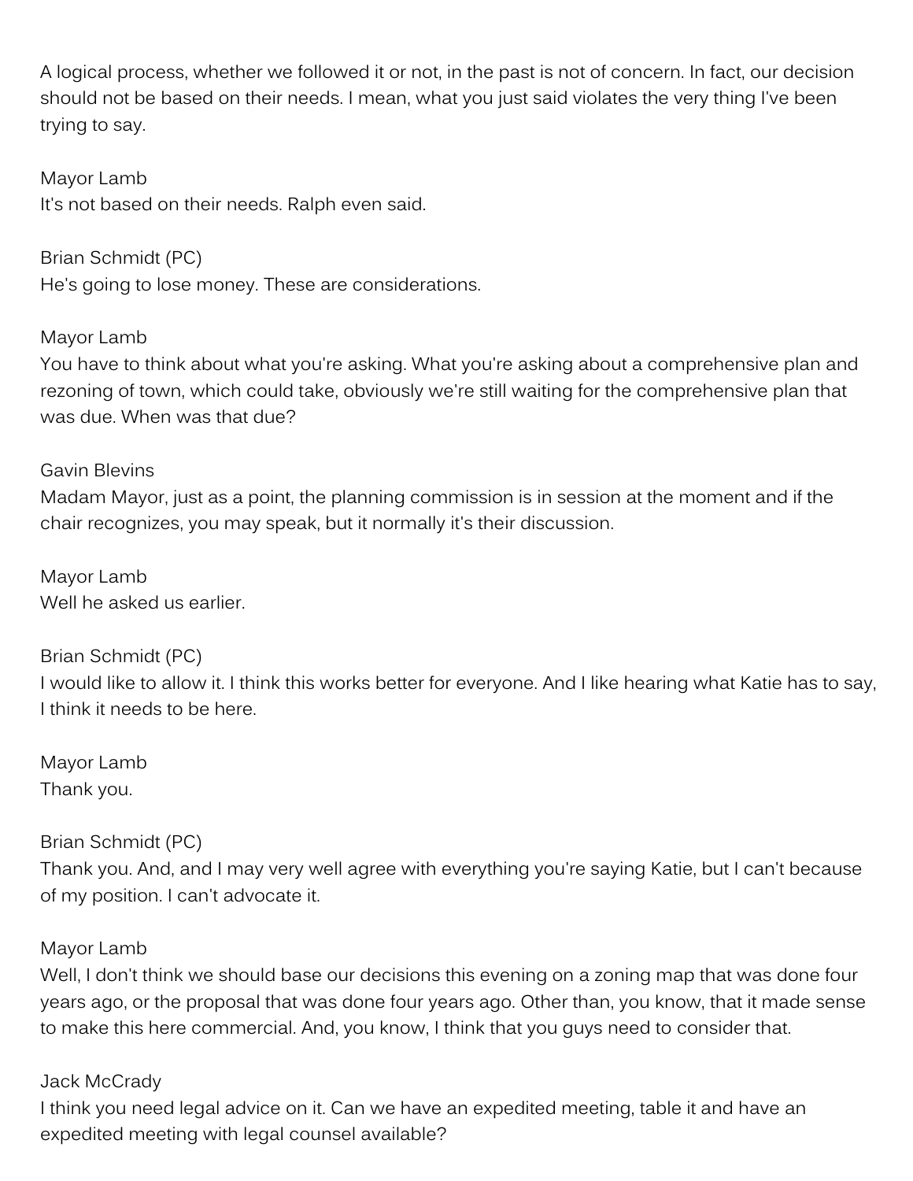A logical process, whether we followed it or not, in the past is not of concern. In fact, our decision should not be based on their needs. I mean, what you just said violates the very thing I've been trying to say.

Mayor Lamb
It's not based on their needs. Ralph even said.

Brian Schmidt (PC)
He's going to lose money. These are considerations.

Mayor Lamb
You have to think about what you're asking. What you're asking about a comprehensive plan and rezoning of town, which could take, obviously we're still waiting for the comprehensive plan that was due. When was that due?

Gavin Blevins
Madam Mayor, just as a point, the planning commission is in session at the moment and if the chair recognizes, you may speak, but it normally it's their discussion.

Mayor Lamb
Well he asked us earlier.

Brian Schmidt (PC)
I would like to allow it. I think this works better for everyone. And I like hearing what Katie has to say, I think it needs to be here.

Mayor Lamb
Thank you.

Brian Schmidt (PC)
Thank you. And, and I may very well agree with everything you're saying Katie, but I can't because of my position. I can't advocate it.

Mayor Lamb
Well, I don't think we should base our decisions this evening on a zoning map that was done four years ago, or the proposal that was done four years ago. Other than, you know, that it made sense to make this here commercial. And, you know, I think that you guys need to consider that.

Jack McCrady
I think you need legal advice on it. Can we have an expedited meeting, table it and have an expedited meeting with legal counsel available?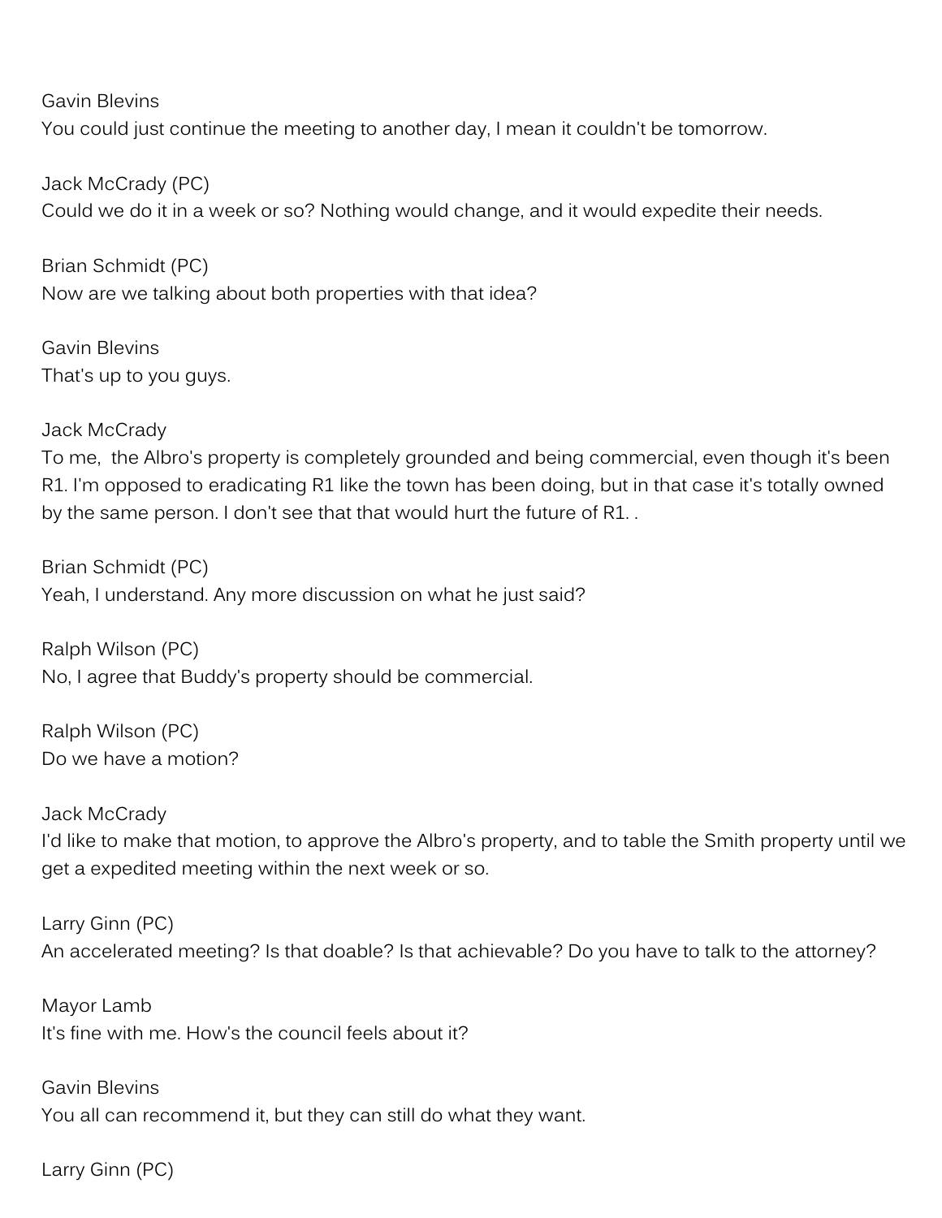Gavin Blevins
You could just continue the meeting to another day, I mean it couldn't be tomorrow.

Jack McCrady (PC)
Could we do it in a week or so? Nothing would change, and it would expedite their needs.

Brian Schmidt (PC)
Now are we talking about both properties with that idea?

Gavin Blevins
That's up to you guys.

Jack McCrady
To me,  the Albro's property is completely grounded and being commercial, even though it's been R1. I'm opposed to eradicating R1 like the town has been doing, but in that case it's totally owned by the same person. I don't see that that would hurt the future of R1. .

Brian Schmidt (PC)
Yeah, I understand. Any more discussion on what he just said?

Ralph Wilson (PC)
No, I agree that Buddy's property should be commercial.

Ralph Wilson (PC)
Do we have a motion?

Jack McCrady
I'd like to make that motion, to approve the Albro's property, and to table the Smith property until we get a expedited meeting within the next week or so.

Larry Ginn (PC)
An accelerated meeting? Is that doable? Is that achievable? Do you have to talk to the attorney?

Mayor Lamb
It's fine with me. How's the council feels about it?

Gavin Blevins
You all can recommend it, but they can still do what they want.

Larry Ginn (PC)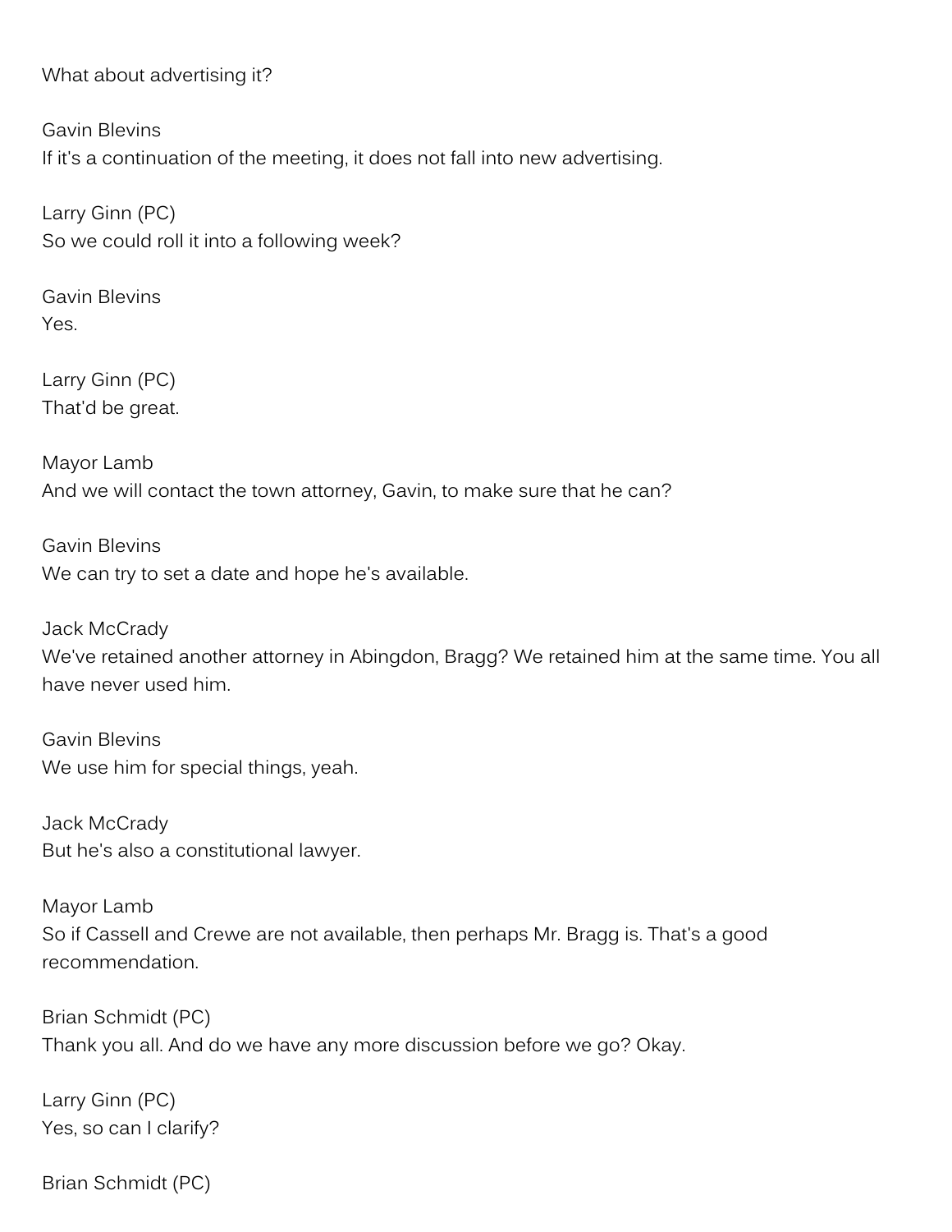What about advertising it?

Gavin Blevins
If it's a continuation of the meeting, it does not fall into new advertising.

Larry Ginn (PC)
So we could roll it into a following week?

Gavin Blevins
Yes.

Larry Ginn (PC)
That'd be great.

Mayor Lamb
And we will contact the town attorney, Gavin, to make sure that he can?

Gavin Blevins
We can try to set a date and hope he's available.

Jack McCrady
We've retained another attorney in Abingdon, Bragg? We retained him at the same time. You all have never used him.

Gavin Blevins
We use him for special things, yeah.

Jack McCrady
But he's also a constitutional lawyer.

Mayor Lamb
So if Cassell and Crewe are not available, then perhaps Mr. Bragg is. That's a good recommendation.

Brian Schmidt (PC)
Thank you all. And do we have any more discussion before we go? Okay.

Larry Ginn (PC)
Yes, so can I clarify?

Brian Schmidt (PC)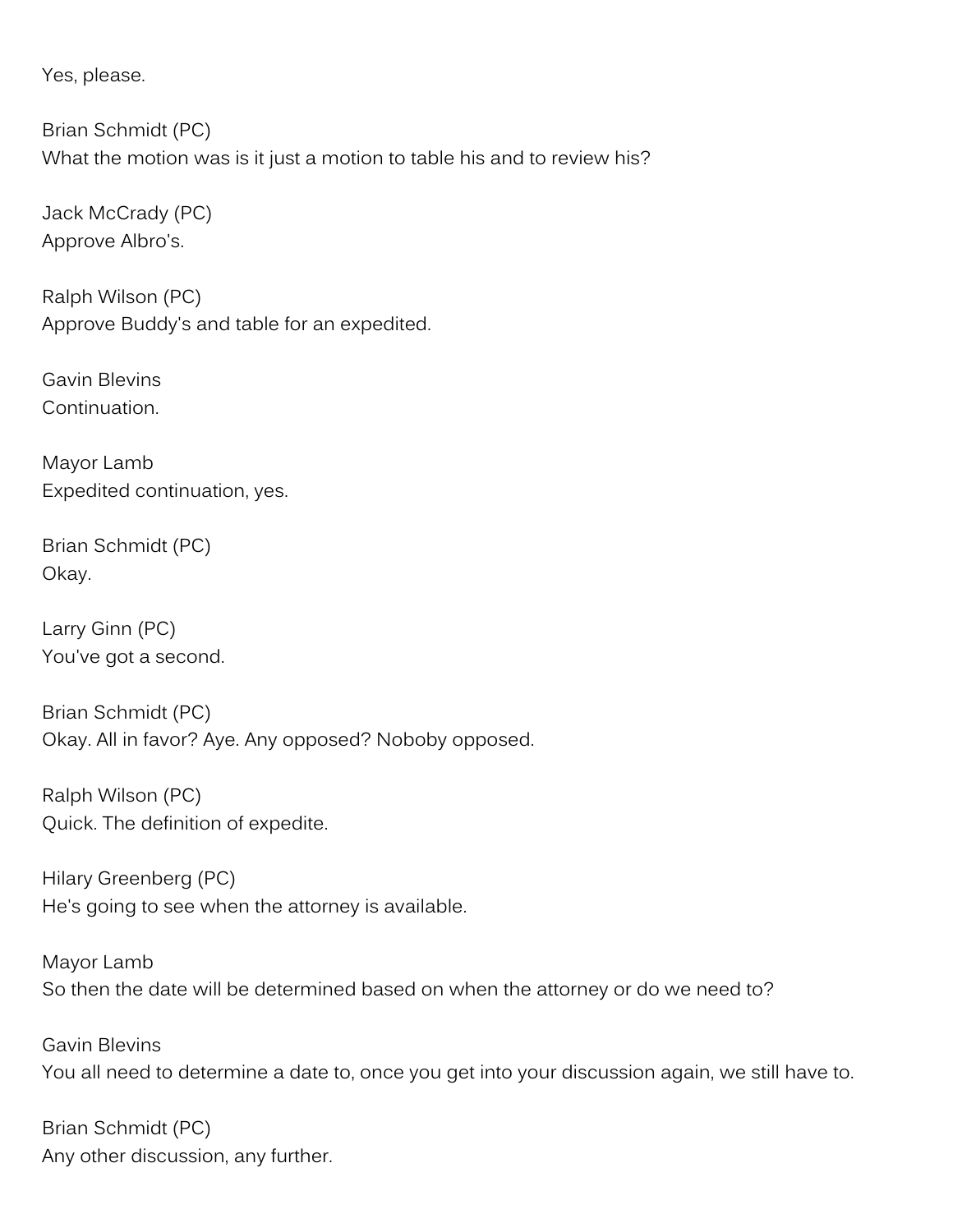Yes, please.

Brian Schmidt (PC)
What the motion was is it just a motion to table his and to review his?

Jack McCrady (PC)
Approve Albro's.

Ralph Wilson (PC)
Approve Buddy's and table for an expedited.

Gavin Blevins
Continuation.

Mayor Lamb
Expedited continuation, yes.

Brian Schmidt (PC)
Okay.

Larry Ginn (PC)
You've got a second.

Brian Schmidt (PC)
Okay. All in favor? Aye. Any opposed? Noboby opposed.

Ralph Wilson (PC)
Quick. The definition of expedite.

Hilary Greenberg (PC)
He's going to see when the attorney is available.

Mayor Lamb
So then the date will be determined based on when the attorney or do we need to?

Gavin Blevins
You all need to determine a date to, once you get into your discussion again, we still have to.

Brian Schmidt (PC)
Any other discussion, any further.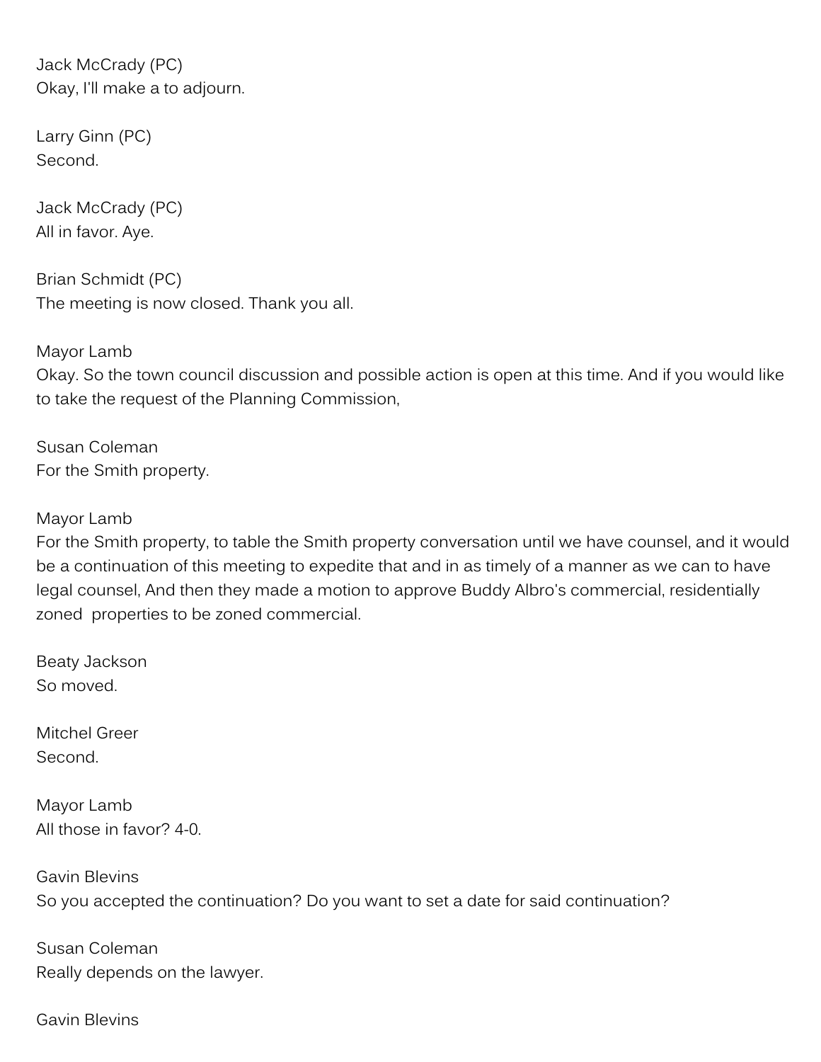Jack McCrady (PC)
Okay, I'll make a to adjourn.

Larry Ginn (PC)
Second.

Jack McCrady (PC)
All in favor. Aye.

Brian Schmidt (PC)
The meeting is now closed. Thank you all.

Mayor Lamb
Okay. So the town council discussion and possible action is open at this time. And if you would like to take the request of the Planning Commission,

Susan Coleman
For the Smith property.

Mayor Lamb
For the Smith property, to table the Smith property conversation until we have counsel, and it would be a continuation of this meeting to expedite that and in as timely of a manner as we can to have legal counsel, And then they made a motion to approve Buddy Albro's commercial, residentially zoned properties to be zoned commercial.

Beaty Jackson
So moved.

Mitchel Greer
Second.

Mayor Lamb
All those in favor? 4-0.

Gavin Blevins
So you accepted the continuation? Do you want to set a date for said continuation?

Susan Coleman
Really depends on the lawyer.

Gavin Blevins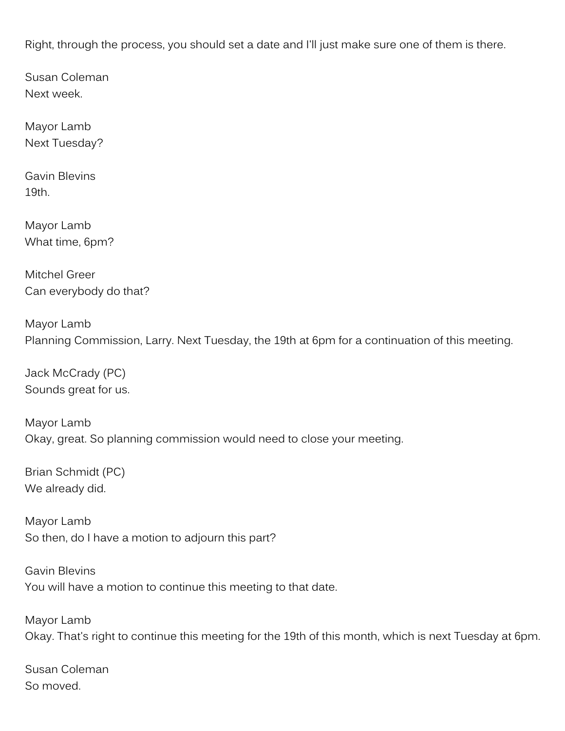Right, through the process, you should set a date and I'll just make sure one of them is there.

Susan Coleman
Next week.

Mayor Lamb
Next Tuesday?

Gavin Blevins
19th.

Mayor Lamb
What time, 6pm?

Mitchel Greer
Can everybody do that?

Mayor Lamb
Planning Commission, Larry. Next Tuesday, the 19th at 6pm for a continuation of this meeting.

Jack McCrady (PC)
Sounds great for us.

Mayor Lamb
Okay, great. So planning commission would need to close your meeting.

Brian Schmidt (PC)
We already did.

Mayor Lamb
So then, do I have a motion to adjourn this part?

Gavin Blevins
You will have a motion to continue this meeting to that date.

Mayor Lamb
Okay. That's right to continue this meeting for the 19th of this month, which is next Tuesday at 6pm.

Susan Coleman
So moved.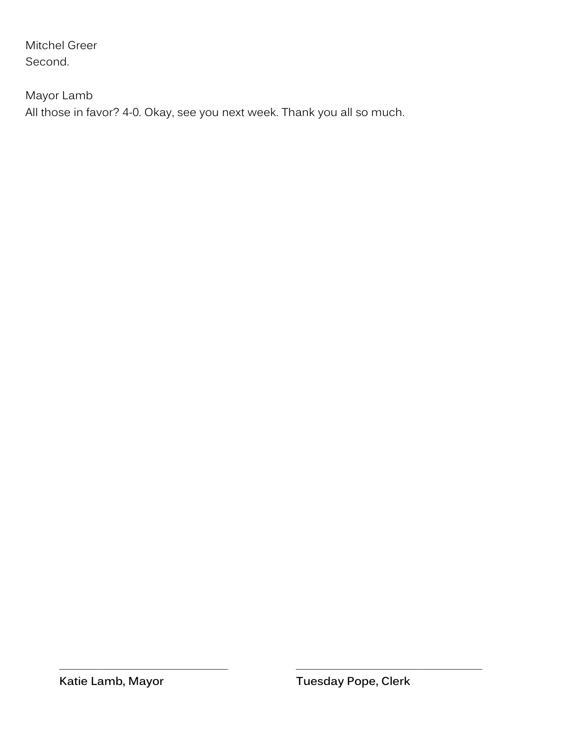Mitchel Greer
Second.

Mayor Lamb
All those in favor? 4-0. Okay, see you next week. Thank you all so much.

\_\_\_\_\_\_\_\_\_\_\_\_\_\_\_\_\_\_\_\_\_\_\_\_\_\_\_\_\_\_

**Katie Lamb, Mayor**

\_\_\_\_\_\_\_\_\_\_\_\_\_\_\_\_\_\_\_\_\_\_\_\_\_\_\_\_\_\_

**Tuesday Pope, Clerk**